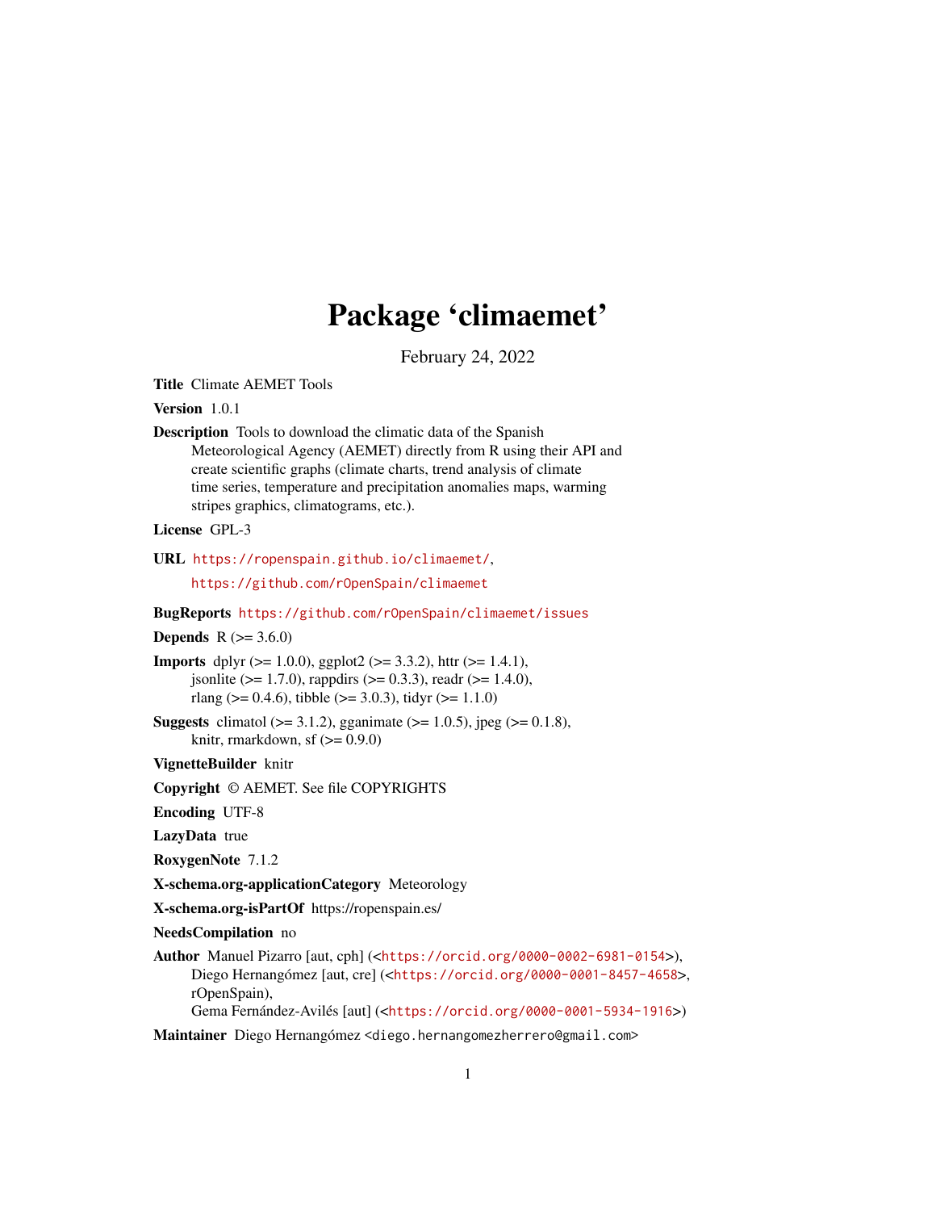# Package 'climaemet'

February 24, 2022

**Title** Climate AEMET Tools

**Version** 1.0.1

**Description** Tools to download the climatic data of the Spanish Meteorological Agency (AEMET) directly from R using their API and create scientific graphs (climate charts, trend analysis of climate time series, temperature and precipitation anomalies maps, warming stripes graphics, climatograms, etc.).

**License** GPL-3

**URL** https://ropenspain.github.io/climaemet/, https://github.com/rOpenSpain/climaemet

**BugReports** https://github.com/rOpenSpain/climaemet/issues

**Depends** R (>= 3.6.0)

**Imports** dplyr (>= 1.0.0), ggplot2 (>= 3.3.2), httr (>= 1.4.1), jsonlite (>= 1.7.0), rappdirs (>= 0.3.3), readr (>= 1.4.0), rlang (>= 0.4.6), tibble (>= 3.0.3), tidyr (>= 1.1.0)

**Suggests** climatol (>= 3.1.2), gganimate (>= 1.0.5), jpeg (>= 0.1.8), knitr, rmarkdown, sf (>= 0.9.0)

**VignetteBuilder** knitr

**Copyright** © AEMET. See file COPYRIGHTS

**Encoding** UTF-8

**LazyData** true

**RoxygenNote** 7.1.2

**X-schema.org-applicationCategory** Meteorology

**X-schema.org-isPartOf** https://ropenspain.es/

**NeedsCompilation** no

**Author** Manuel Pizarro [aut, cph] (<https://orcid.org/0000-0002-6981-0154>), Diego Hernangómez [aut, cre] (<https://orcid.org/0000-0001-8457-4658>, rOpenSpain), Gema Fernández-Avilés [aut] (<https://orcid.org/0000-0001-5934-1916>)

**Maintainer** Diego Hernangómez <diego.hernangomezherrero@gmail.com>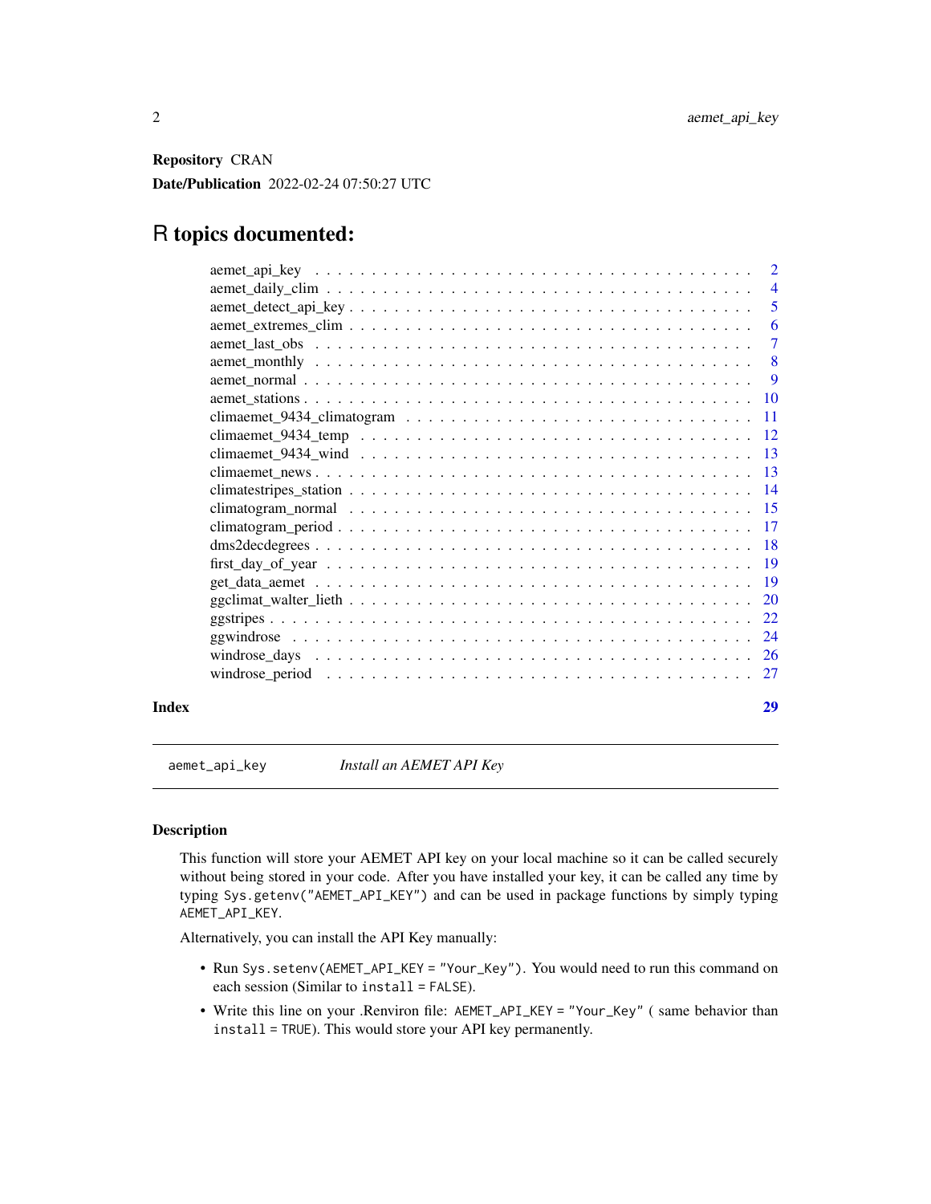**Repository** CRAN

**Date/Publication** 2022-02-24 07:50:27 UTC

# R topics documented:

| | |
|---|---|
| aemet_api_key | 2 |
| aemet_daily_clim | 4 |
| aemet_detect_api_key | 5 |
| aemet_extremes_clim | 6 |
| aemet_last_obs | 7 |
| aemet_monthly | 8 |
| aemet_normal | 9 |
| aemet_stations | 10 |
| climaemet_9434_climatogram | 11 |
| climaemet_9434_temp | 12 |
| climaemet_9434_wind | 13 |
| climaemet_news | 13 |
| climatestripes_station | 14 |
| climatogram_normal | 15 |
| climatogram_period | 17 |
| dms2decdegrees | 18 |
| first_day_of_year | 19 |
| get_data_aemet | 19 |
| ggclimat_walter_lieth | 20 |
| ggstripes | 22 |
| ggwindrose | 24 |
| windrose_days | 26 |
| windrose_period | 27 |

**Index** **29**

---

`aemet_api_key` *Install an AEMET API Key*

---

## Description

This function will store your AEMET API key on your local machine so it can be called securely without being stored in your code. After you have installed your key, it can be called any time by typing `Sys.getenv("AEMET_API_KEY")` and can be used in package functions by simply typing `AEMET_API_KEY`.

Alternatively, you can install the API Key manually:

- Run `Sys.setenv(AEMET_API_KEY = "Your_Key")`. You would need to run this command on each session (Similar to `install = FALSE`).
- Write this line on your .Renviron file: `AEMET_API_KEY = "Your_Key"` ( same behavior than `install = TRUE`). This would store your API key permanently.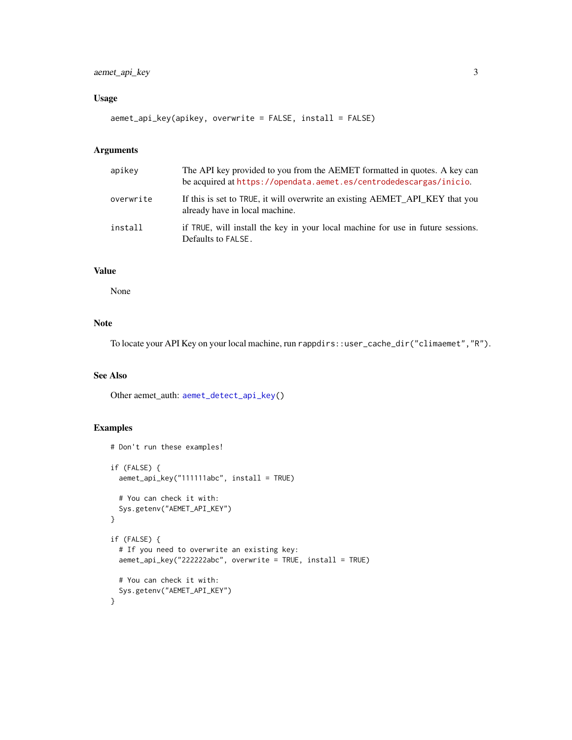## Usage

```
aemet_api_key(apikey, overwrite = FALSE, install = FALSE)
```

## Arguments

| | |
|---|---|
| apikey | The API key provided to you from the AEMET formatted in quotes. A key can be acquired at https://opendata.aemet.es/centrodedescargas/inicio. |
| overwrite | If this is set to TRUE, it will overwrite an existing AEMET_API_KEY that you already have in local machine. |
| install | if TRUE, will install the key in your local machine for use in future sessions. Defaults to FALSE. |

## Value

None

## Note

To locate your API Key on your local machine, run `rappdirs::user_cache_dir("climaemet","R")`.

## See Also

Other aemet_auth: `aemet_detect_api_key()`

## Examples

```
# Don't run these examples!

if (FALSE) {
  aemet_api_key("111111abc", install = TRUE)

  # You can check it with:
  Sys.getenv("AEMET_API_KEY")
}

if (FALSE) {
  # If you need to overwrite an existing key:
  aemet_api_key("222222abc", overwrite = TRUE, install = TRUE)

  # You can check it with:
  Sys.getenv("AEMET_API_KEY")
}
```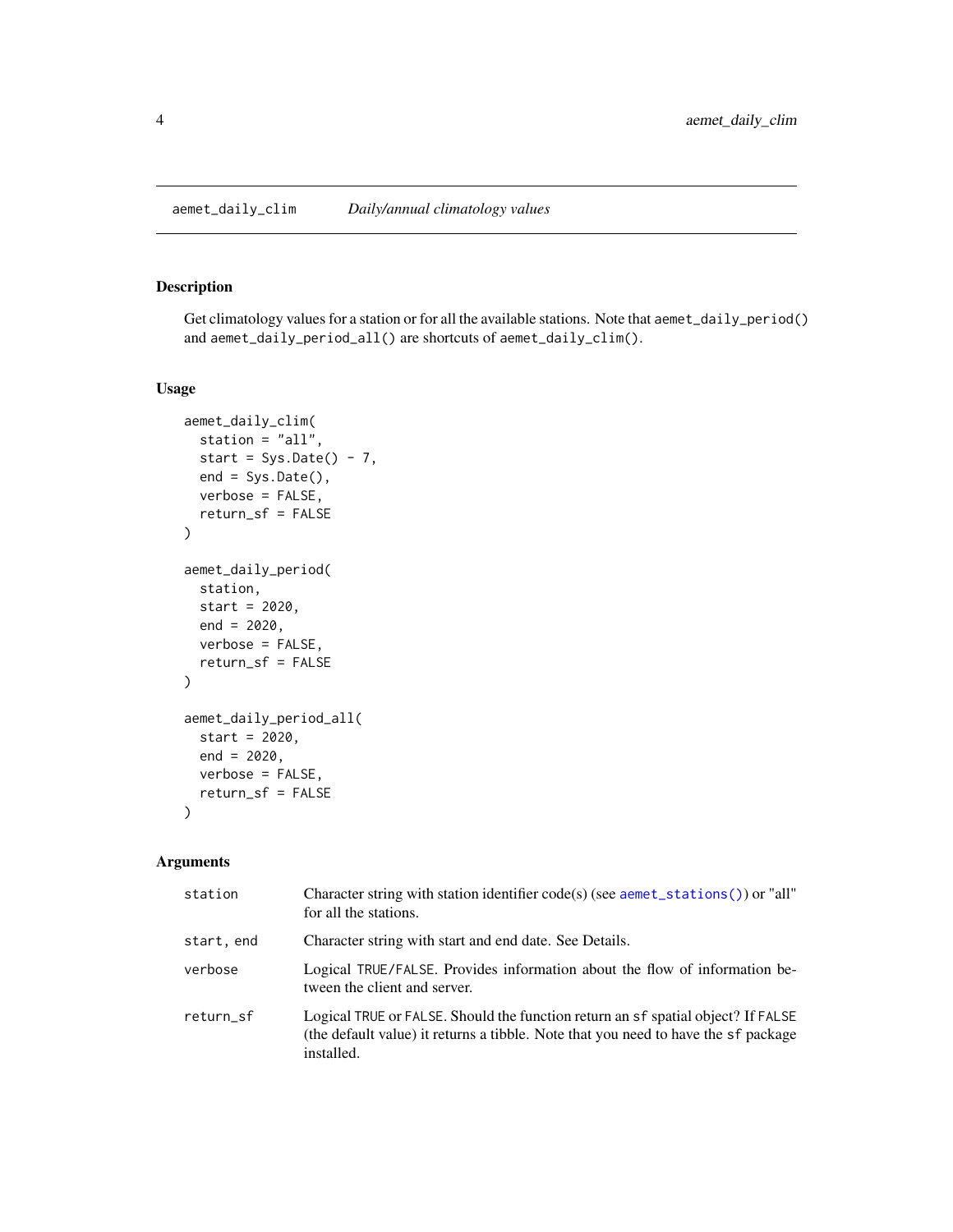## aemet_daily_clim *Daily/annual climatology values*

### Description

Get climatology values for a station or for all the available stations. Note that `aemet_daily_period()` and `aemet_daily_period_all()` are shortcuts of `aemet_daily_clim()`.

### Usage

```
aemet_daily_clim(
  station = "all",
  start = Sys.Date() - 7,
  end = Sys.Date(),
  verbose = FALSE,
  return_sf = FALSE
)

aemet_daily_period(
  station,
  start = 2020,
  end = 2020,
  verbose = FALSE,
  return_sf = FALSE
)

aemet_daily_period_all(
  start = 2020,
  end = 2020,
  verbose = FALSE,
  return_sf = FALSE
)
```

### Arguments

| | |
|---|---|
| `station` | Character string with station identifier code(s) (see `aemet_stations()`) or "all" for all the stations. |
| `start, end` | Character string with start and end date. See Details. |
| `verbose` | Logical `TRUE/FALSE`. Provides information about the flow of information between the client and server. |
| `return_sf` | Logical `TRUE` or `FALSE`. Should the function return an `sf` spatial object? If `FALSE` (the default value) it returns a tibble. Note that you need to have the `sf` package installed. |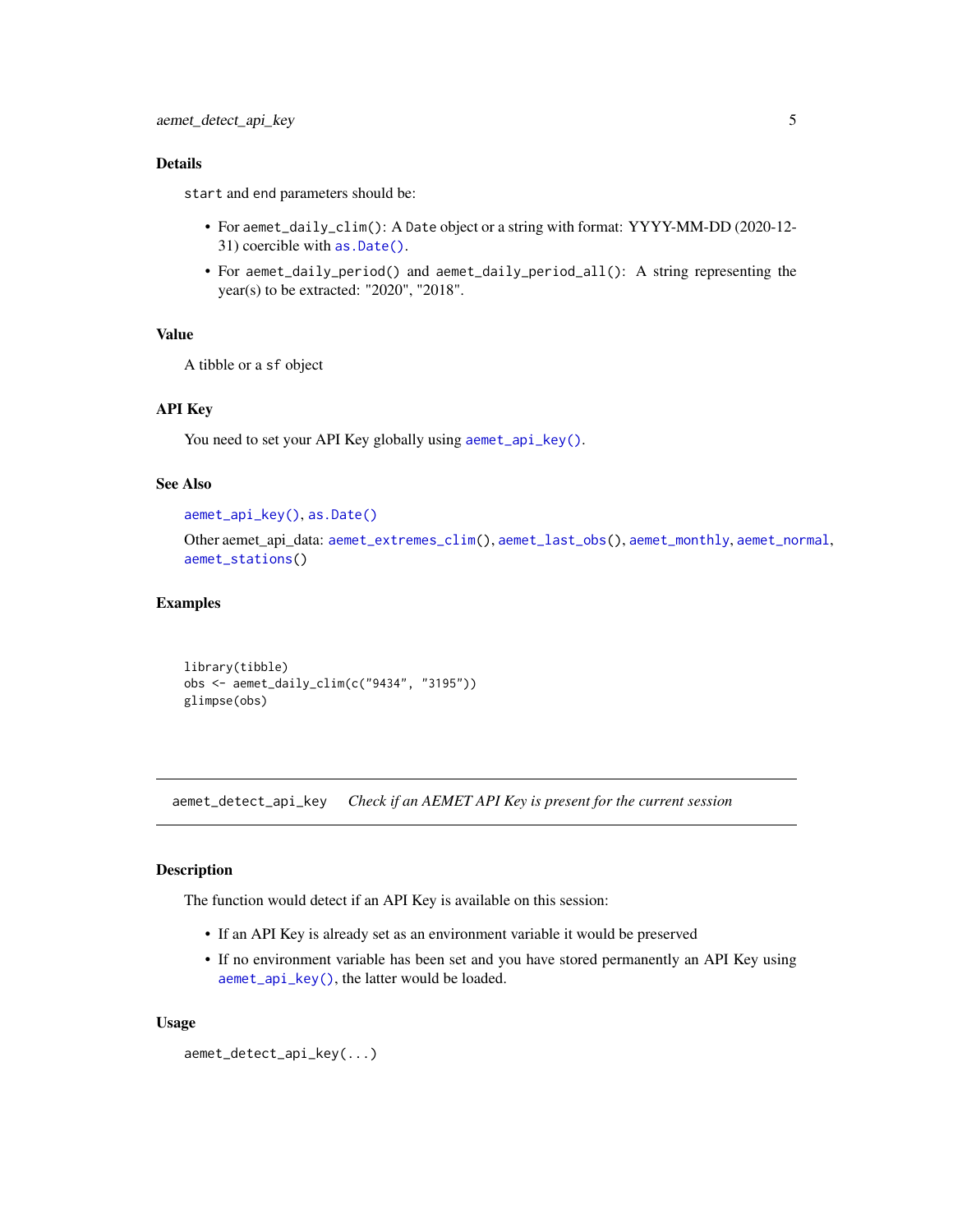### Details

`start` and `end` parameters should be:

- For `aemet_daily_clim()`: A `Date` object or a string with format: YYYY-MM-DD (2020-12-31) coercible with `as.Date()`.
- For `aemet_daily_period()` and `aemet_daily_period_all()`: A string representing the year(s) to be extracted: "2020", "2018".

### Value

A tibble or a `sf` object

### API Key

You need to set your API Key globally using `aemet_api_key()`.

### See Also

`aemet_api_key()`, `as.Date()`

Other aemet_api_data: `aemet_extremes_clim()`, `aemet_last_obs()`, `aemet_monthly`, `aemet_normal`, `aemet_stations()`

### Examples

```
library(tibble)
obs <- aemet_daily_clim(c("9434", "3195"))
glimpse(obs)
```

---

## aemet_detect_api_key *Check if an AEMET API Key is present for the current session*

---

### Description

The function would detect if an API Key is available on this session:

- If an API Key is already set as an environment variable it would be preserved
- If no environment variable has been set and you have stored permanently an API Key using `aemet_api_key()`, the latter would be loaded.

### Usage

```
aemet_detect_api_key(...)
```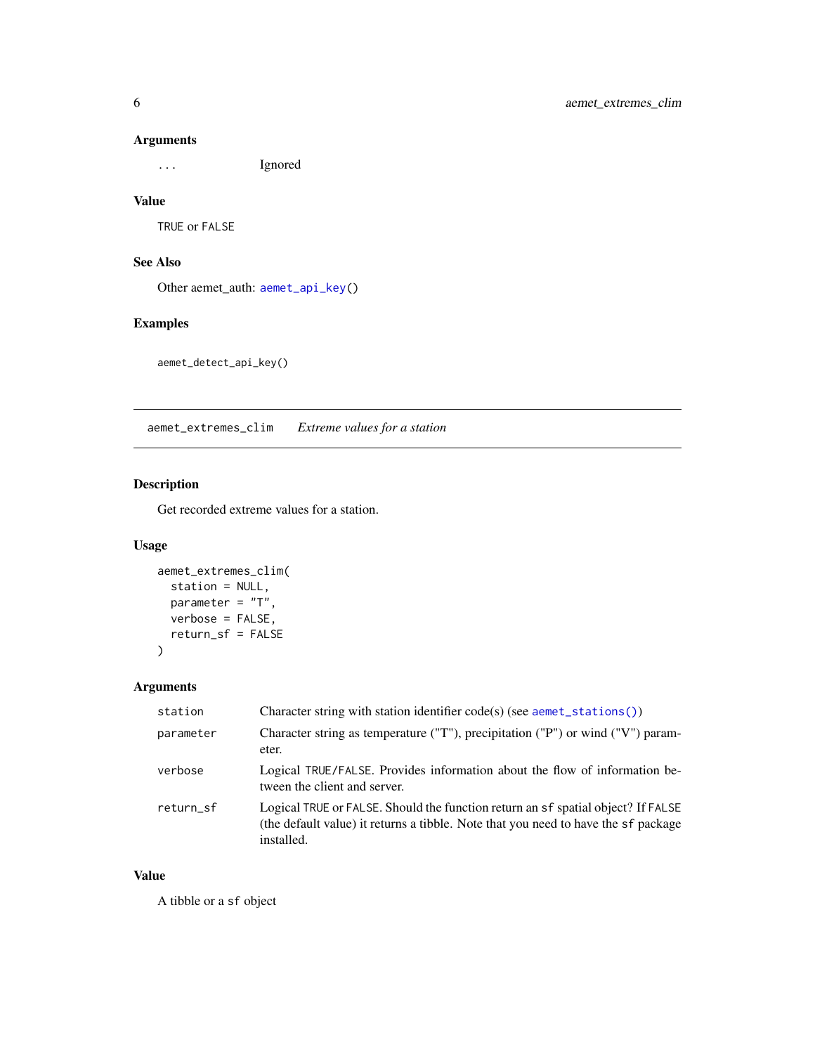### Arguments

| | |
|---|---|
| `...` | Ignored |

### Value

`TRUE` or `FALSE`

### See Also

Other aemet_auth: `aemet_api_key()`

### Examples

```
aemet_detect_api_key()
```

---

## `aemet_extremes_clim` *Extreme values for a station*

### Description

Get recorded extreme values for a station.

### Usage

```
aemet_extremes_clim(
  station = NULL,
  parameter = "T",
  verbose = FALSE,
  return_sf = FALSE
)
```

### Arguments

| | |
|---|---|
| `station` | Character string with station identifier code(s) (see `aemet_stations()`) |
| `parameter` | Character string as temperature ("T"), precipitation ("P") or wind ("V") parameter. |
| `verbose` | Logical `TRUE/FALSE`. Provides information about the flow of information between the client and server. |
| `return_sf` | Logical `TRUE` or `FALSE`. Should the function return an `sf` spatial object? If `FALSE` (the default value) it returns a tibble. Note that you need to have the `sf` package installed. |

### Value

A tibble or a `sf` object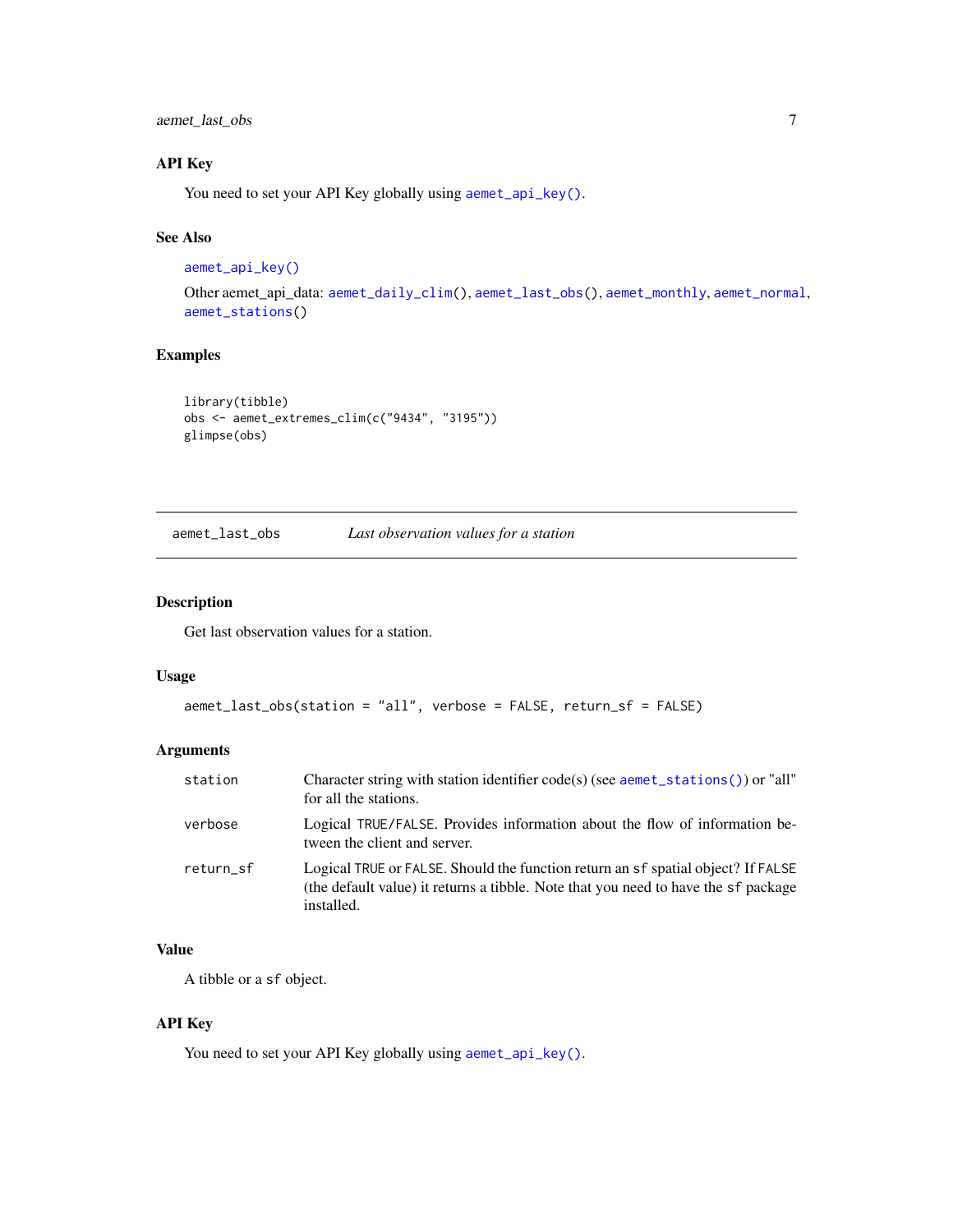### API Key

You need to set your API Key globally using `aemet_api_key()`.

### See Also

`aemet_api_key()`

Other aemet_api_data: `aemet_daily_clim()`, `aemet_last_obs()`, `aemet_monthly`, `aemet_normal`, `aemet_stations()`

### Examples

```
library(tibble)
obs <- aemet_extremes_clim(c("9434", "3195"))
glimpse(obs)
```

---

## aemet_last_obs — *Last observation values for a station*

---

### Description

Get last observation values for a station.

### Usage

```
aemet_last_obs(station = "all", verbose = FALSE, return_sf = FALSE)
```

### Arguments

| | |
|---|---|
| station | Character string with station identifier code(s) (see `aemet_stations()`) or "all" for all the stations. |
| verbose | Logical `TRUE/FALSE`. Provides information about the flow of information between the client and server. |
| return_sf | Logical `TRUE` or `FALSE`. Should the function return an `sf` spatial object? If `FALSE` (the default value) it returns a tibble. Note that you need to have the `sf` package installed. |

### Value

A tibble or a `sf` object.

### API Key

You need to set your API Key globally using `aemet_api_key()`.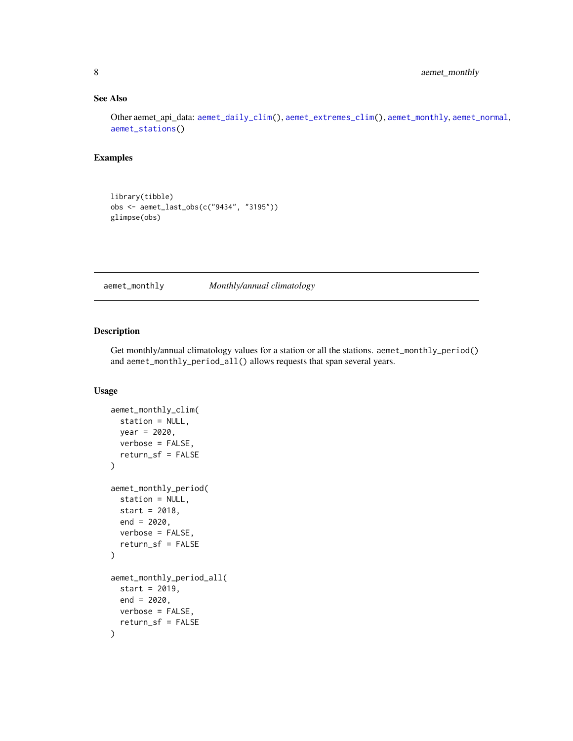### See Also

Other aemet_api_data: `aemet_daily_clim()`, `aemet_extremes_clim()`, `aemet_monthly`, `aemet_normal`, `aemet_stations()`

### Examples

```
library(tibble)
obs <- aemet_last_obs(c("9434", "3195"))
glimpse(obs)
```

---

## aemet_monthly    *Monthly/annual climatology*

---

### Description

Get monthly/annual climatology values for a station or all the stations. `aemet_monthly_period()` and `aemet_monthly_period_all()` allows requests that span several years.

### Usage

```
aemet_monthly_clim(
  station = NULL,
  year = 2020,
  verbose = FALSE,
  return_sf = FALSE
)

aemet_monthly_period(
  station = NULL,
  start = 2018,
  end = 2020,
  verbose = FALSE,
  return_sf = FALSE
)

aemet_monthly_period_all(
  start = 2019,
  end = 2020,
  verbose = FALSE,
  return_sf = FALSE
)
```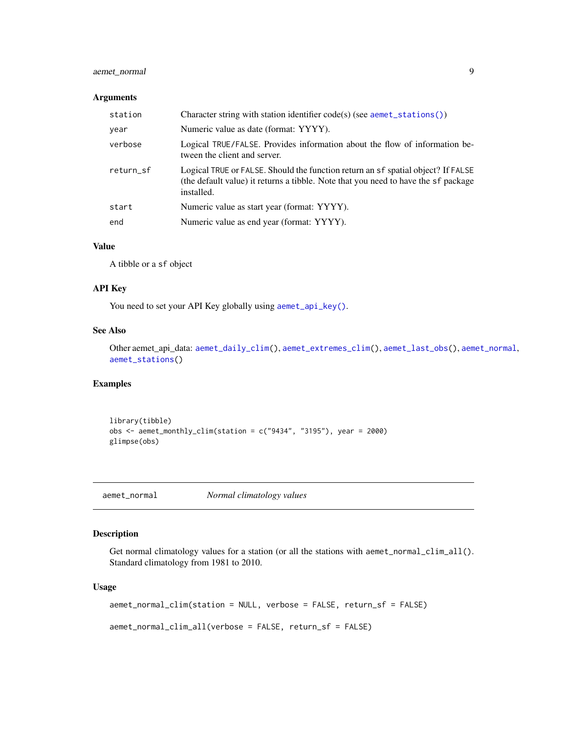### Arguments

| | |
|---|---|
| `station` | Character string with station identifier code(s) (see `aemet_stations()`) |
| `year` | Numeric value as date (format: YYYY). |
| `verbose` | Logical `TRUE/FALSE`. Provides information about the flow of information between the client and server. |
| `return_sf` | Logical `TRUE` or `FALSE`. Should the function return an `sf` spatial object? If `FALSE` (the default value) it returns a tibble. Note that you need to have the `sf` package installed. |
| `start` | Numeric value as start year (format: YYYY). |
| `end` | Numeric value as end year (format: YYYY). |

### Value

A tibble or a `sf` object

### API Key

You need to set your API Key globally using `aemet_api_key()`.

### See Also

Other aemet_api_data: `aemet_daily_clim()`, `aemet_extremes_clim()`, `aemet_last_obs()`, `aemet_normal`, `aemet_stations()`

### Examples

```
library(tibble)
obs <- aemet_monthly_clim(station = c("9434", "3195"), year = 2000)
glimpse(obs)
```

---

## aemet_normal — *Normal climatology values*

### Description

Get normal climatology values for a station (or all the stations with `aemet_normal_clim_all()`. Standard climatology from 1981 to 2010.

### Usage

```
aemet_normal_clim(station = NULL, verbose = FALSE, return_sf = FALSE)

aemet_normal_clim_all(verbose = FALSE, return_sf = FALSE)
```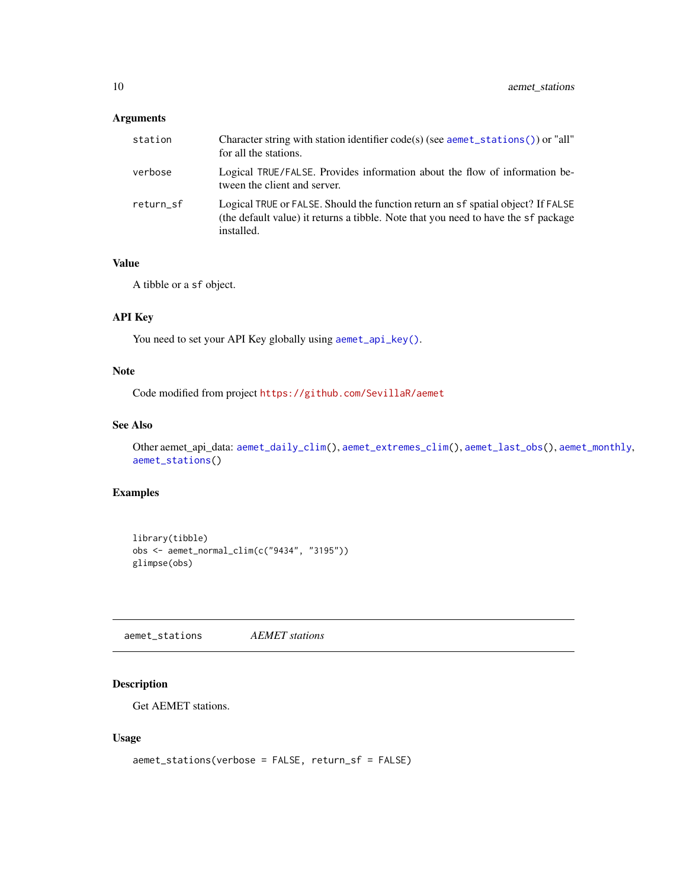### Arguments

| | |
|---|---|
| `station` | Character string with station identifier code(s) (see `aemet_stations()`) or "all" for all the stations. |
| `verbose` | Logical `TRUE/FALSE`. Provides information about the flow of information between the client and server. |
| `return_sf` | Logical `TRUE` or `FALSE`. Should the function return an `sf` spatial object? If `FALSE` (the default value) it returns a tibble. Note that you need to have the `sf` package installed. |

### Value

A tibble or a `sf` object.

### API Key

You need to set your API Key globally using `aemet_api_key()`.

### Note

Code modified from project `https://github.com/SevillaR/aemet`

### See Also

Other aemet_api_data: `aemet_daily_clim()`, `aemet_extremes_clim()`, `aemet_last_obs()`, `aemet_monthly`, `aemet_stations()`

### Examples

```
library(tibble)
obs <- aemet_normal_clim(c("9434", "3195"))
glimpse(obs)
```

---

## aemet_stations *AEMET stations*

### Description

Get AEMET stations.

### Usage

```
aemet_stations(verbose = FALSE, return_sf = FALSE)
```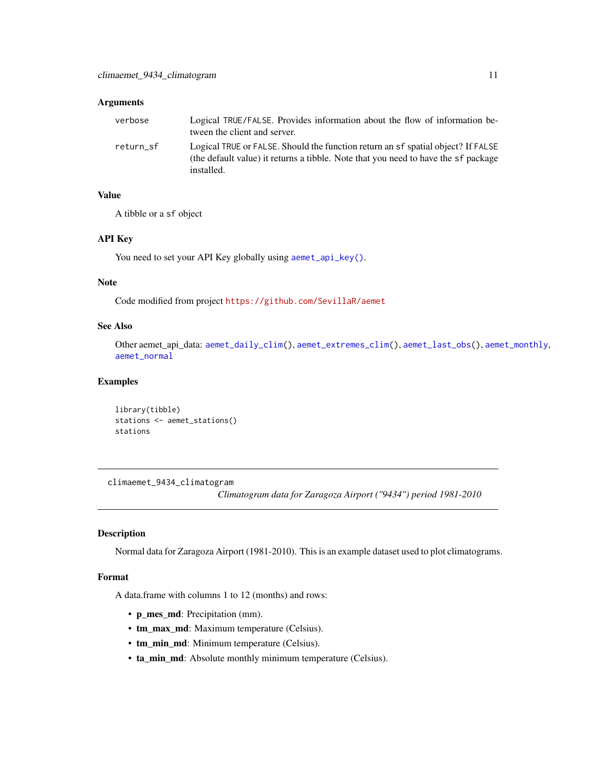## Arguments

| | |
|---|---|
| `verbose` | Logical `TRUE/FALSE`. Provides information about the flow of information between the client and server. |
| `return_sf` | Logical `TRUE` or `FALSE`. Should the function return an `sf` spatial object? If `FALSE` (the default value) it returns a tibble. Note that you need to have the `sf` package installed. |

## Value

A tibble or a `sf` object

## API Key

You need to set your API Key globally using `aemet_api_key()`.

## Note

Code modified from project `https://github.com/SevillaR/aemet`

## See Also

Other aemet_api_data: `aemet_daily_clim()`, `aemet_extremes_clim()`, `aemet_last_obs()`, `aemet_monthly`, `aemet_normal`

## Examples

```
library(tibble)
stations <- aemet_stations()
stations
```

---

# climaemet_9434_climatogram

*Climatogram data for Zaragoza Airport ("9434") period 1981-2010*

---

## Description

Normal data for Zaragoza Airport (1981-2010). This is an example dataset used to plot climatograms.

## Format

A data.frame with columns 1 to 12 (months) and rows:

- **p_mes_md**: Precipitation (mm).
- **tm_max_md**: Maximum temperature (Celsius).
- **tm_min_md**: Minimum temperature (Celsius).
- **ta_min_md**: Absolute monthly minimum temperature (Celsius).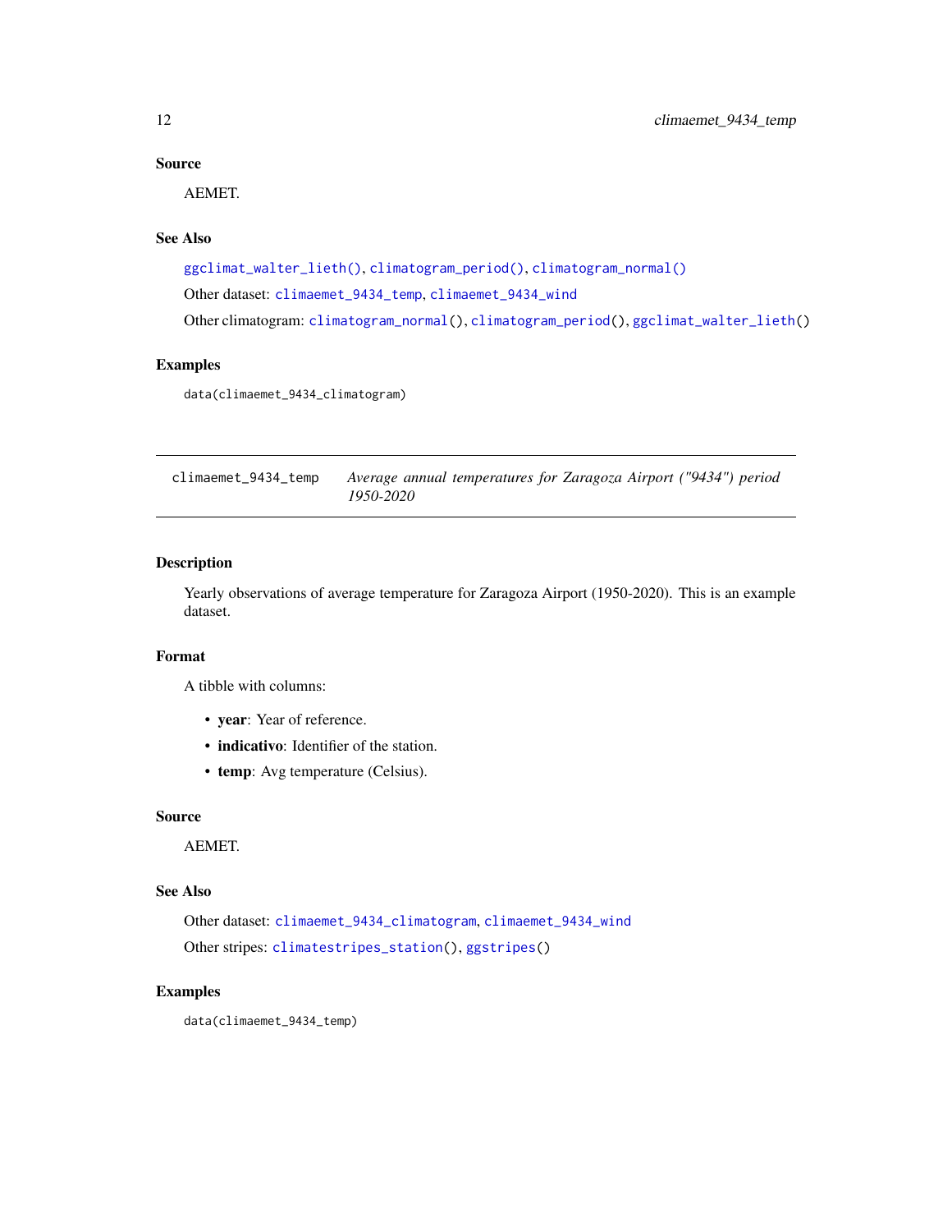### Source

AEMET.

### See Also

ggclimat_walter_lieth(), climatogram_period(), climatogram_normal()

Other dataset: climaemet_9434_temp, climaemet_9434_wind

Other climatogram: climatogram_normal(), climatogram_period(), ggclimat_walter_lieth()

### Examples

```
data(climaemet_9434_climatogram)
```

---

## climaemet_9434_temp — *Average annual temperatures for Zaragoza Airport ("9434") period 1950-2020*

---

### Description

Yearly observations of average temperature for Zaragoza Airport (1950-2020). This is an example dataset.

### Format

A tibble with columns:

- **year**: Year of reference.
- **indicativo**: Identifier of the station.
- **temp**: Avg temperature (Celsius).

### Source

AEMET.

### See Also

Other dataset: climaemet_9434_climatogram, climaemet_9434_wind

Other stripes: climatestripes_station(), ggstripes()

### Examples

```
data(climaemet_9434_temp)
```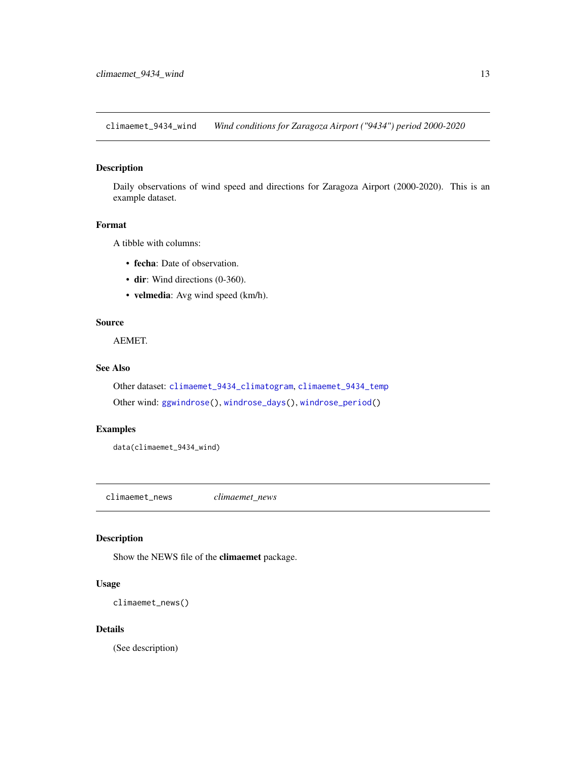## climaemet_9434_wind — *Wind conditions for Zaragoza Airport ("9434") period 2000-2020*

### Description

Daily observations of wind speed and directions for Zaragoza Airport (2000-2020). This is an example dataset.

### Format

A tibble with columns:

- **fecha**: Date of observation.
- **dir**: Wind directions (0-360).
- **velmedia**: Avg wind speed (km/h).

### Source

AEMET.

### See Also

Other dataset: `climaemet_9434_climatogram`, `climaemet_9434_temp`

Other wind: `ggwindrose()`, `windrose_days()`, `windrose_period()`

### Examples

```
data(climaemet_9434_wind)
```

## climaemet_news — *climaemet_news*

### Description

Show the NEWS file of the **climaemet** package.

### Usage

```
climaemet_news()
```

### Details

(See description)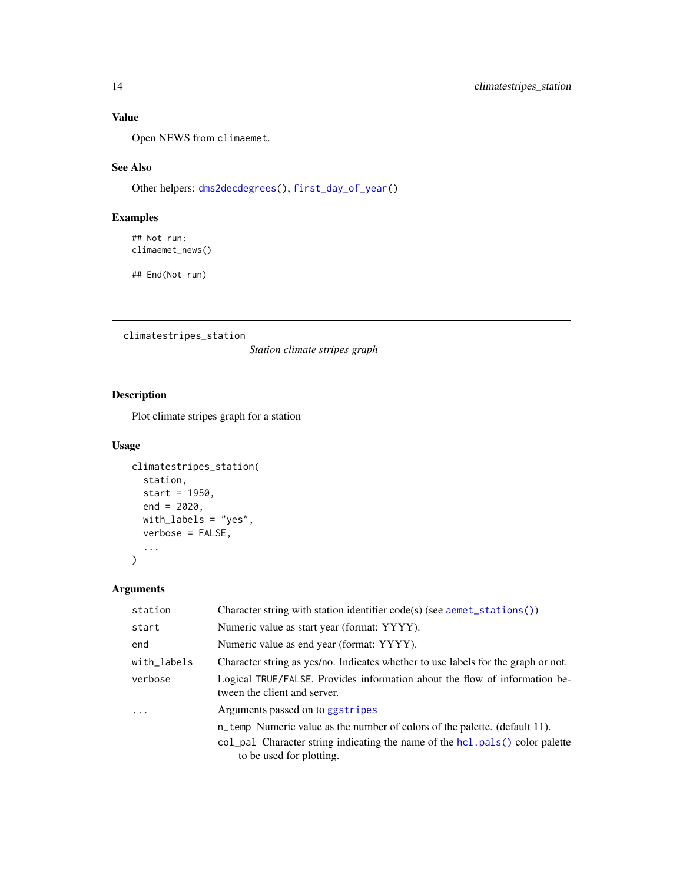## Value

Open NEWS from `climaemet`.

## See Also

Other helpers: `dms2decdegrees()`, `first_day_of_year()`

## Examples

```
## Not run:
climaemet_news()

## End(Not run)
```

---

`climatestripes_station` *Station climate stripes graph*

---

## Description

Plot climate stripes graph for a station

## Usage

```
climatestripes_station(
  station,
  start = 1950,
  end = 2020,
  with_labels = "yes",
  verbose = FALSE,
  ...
)
```

## Arguments

| | |
|---|---|
| `station` | Character string with station identifier code(s) (see `aemet_stations()`) |
| `start` | Numeric value as start year (format: YYYY). |
| `end` | Numeric value as end year (format: YYYY). |
| `with_labels` | Character string as yes/no. Indicates whether to use labels for the graph or not. |
| `verbose` | Logical `TRUE`/`FALSE`. Provides information about the flow of information between the client and server. |
| `...` | Arguments passed on to `ggstripes`<br>`n_temp` Numeric value as the number of colors of the palette. (default 11).<br>`col_pal` Character string indicating the name of the `hcl.pals()` color palette to be used for plotting. |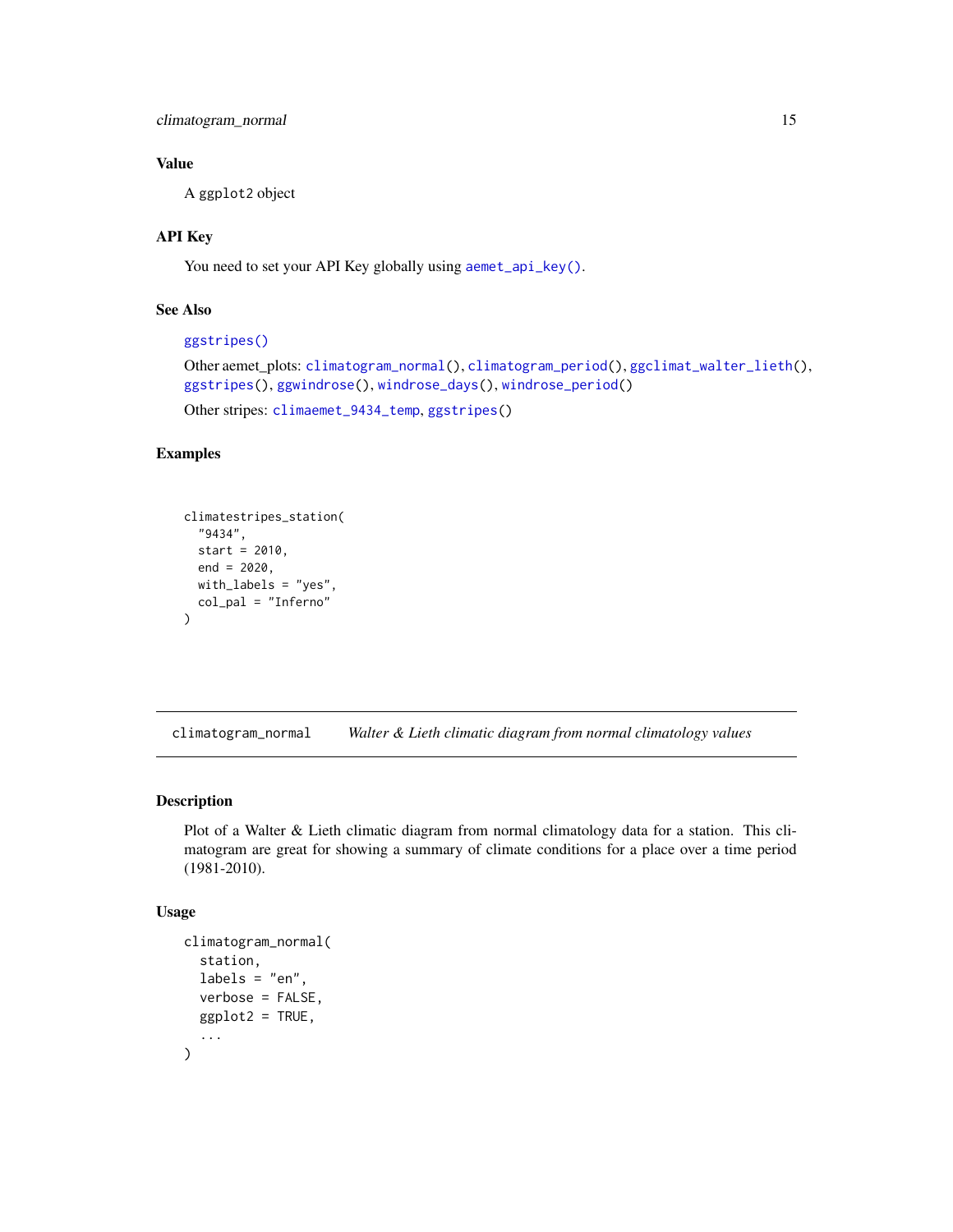## Value

A ggplot2 object

## API Key

You need to set your API Key globally using aemet_api_key().

## See Also

ggstripes()

Other aemet_plots: climatogram_normal(), climatogram_period(), ggclimat_walter_lieth(), ggstripes(), ggwindrose(), windrose_days(), windrose_period()

Other stripes: climaemet_9434_temp, ggstripes()

## Examples

```
climatestripes_station(
  "9434",
  start = 2010,
  end = 2020,
  with_labels = "yes",
  col_pal = "Inferno"
)
```

---

# climatogram_normal *Walter & Lieth climatic diagram from normal climatology values*

## Description

Plot of a Walter & Lieth climatic diagram from normal climatology data for a station. This climatogram are great for showing a summary of climate conditions for a place over a time period (1981-2010).

## Usage

```
climatogram_normal(
  station,
  labels = "en",
  verbose = FALSE,
  ggplot2 = TRUE,
  ...
)
```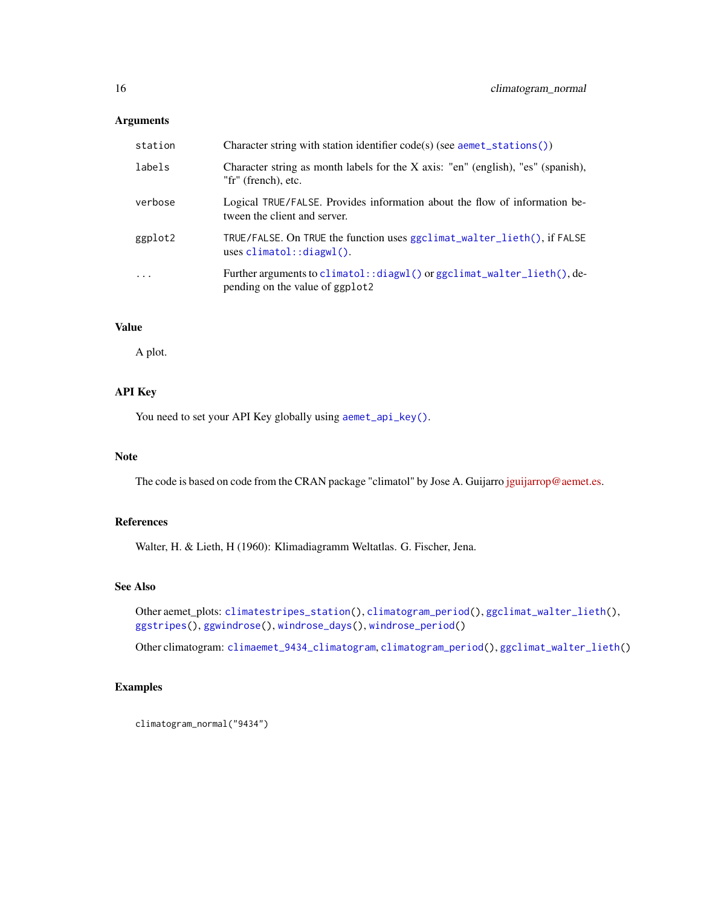### Arguments

| | |
|---|---|
| `station` | Character string with station identifier code(s) (see `aemet_stations()`) |
| `labels` | Character string as month labels for the X axis: "en" (english), "es" (spanish), "fr" (french), etc. |
| `verbose` | Logical `TRUE/FALSE`. Provides information about the flow of information between the client and server. |
| `ggplot2` | `TRUE/FALSE`. On `TRUE` the function uses `ggclimat_walter_lieth()`, if `FALSE` uses `climatol::diagwl()`. |
| `...` | Further arguments to `climatol::diagwl()` or `ggclimat_walter_lieth()`, depending on the value of `ggplot2` |

### Value

A plot.

### API Key

You need to set your API Key globally using `aemet_api_key()`.

### Note

The code is based on code from the CRAN package "climatol" by Jose A. Guijarro jguijarrop@aemet.es.

### References

Walter, H. & Lieth, H (1960): Klimadiagramm Weltatlas. G. Fischer, Jena.

### See Also

Other aemet_plots: `climatestripes_station()`, `climatogram_period()`, `ggclimat_walter_lieth()`, `ggstripes()`, `ggwindrose()`, `windrose_days()`, `windrose_period()`

Other climatogram: `climaemet_9434_climatogram`, `climatogram_period()`, `ggclimat_walter_lieth()`

### Examples

```
climatogram_normal("9434")
```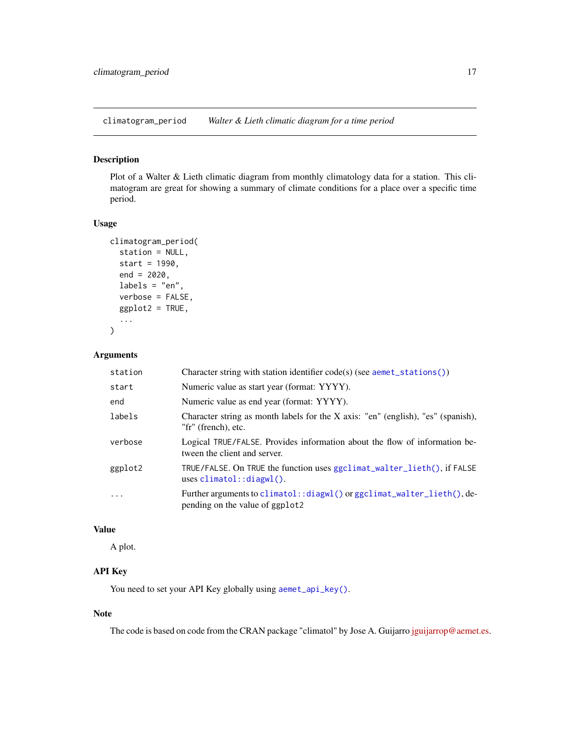## climatogram_period — *Walter & Lieth climatic diagram for a time period*

### Description

Plot of a Walter & Lieth climatic diagram from monthly climatology data for a station. This climatogram are great for showing a summary of climate conditions for a place over a specific time period.

### Usage

```
climatogram_period(
  station = NULL,
  start = 1990,
  end = 2020,
  labels = "en",
  verbose = FALSE,
  ggplot2 = TRUE,
  ...
)
```

### Arguments

| | |
|---|---|
| `station` | Character string with station identifier code(s) (see `aemet_stations()`) |
| `start` | Numeric value as start year (format: YYYY). |
| `end` | Numeric value as end year (format: YYYY). |
| `labels` | Character string as month labels for the X axis: "en" (english), "es" (spanish), "fr" (french), etc. |
| `verbose` | Logical `TRUE/FALSE`. Provides information about the flow of information between the client and server. |
| `ggplot2` | `TRUE/FALSE`. On `TRUE` the function uses `ggclimat_walter_lieth()`, if `FALSE` uses `climatol::diagwl()`. |
| `...` | Further arguments to `climatol::diagwl()` or `ggclimat_walter_lieth()`, depending on the value of `ggplot2` |

### Value

A plot.

### API Key

You need to set your API Key globally using `aemet_api_key()`.

### Note

The code is based on code from the CRAN package "climatol" by Jose A. Guijarro jguijarrop@aemet.es.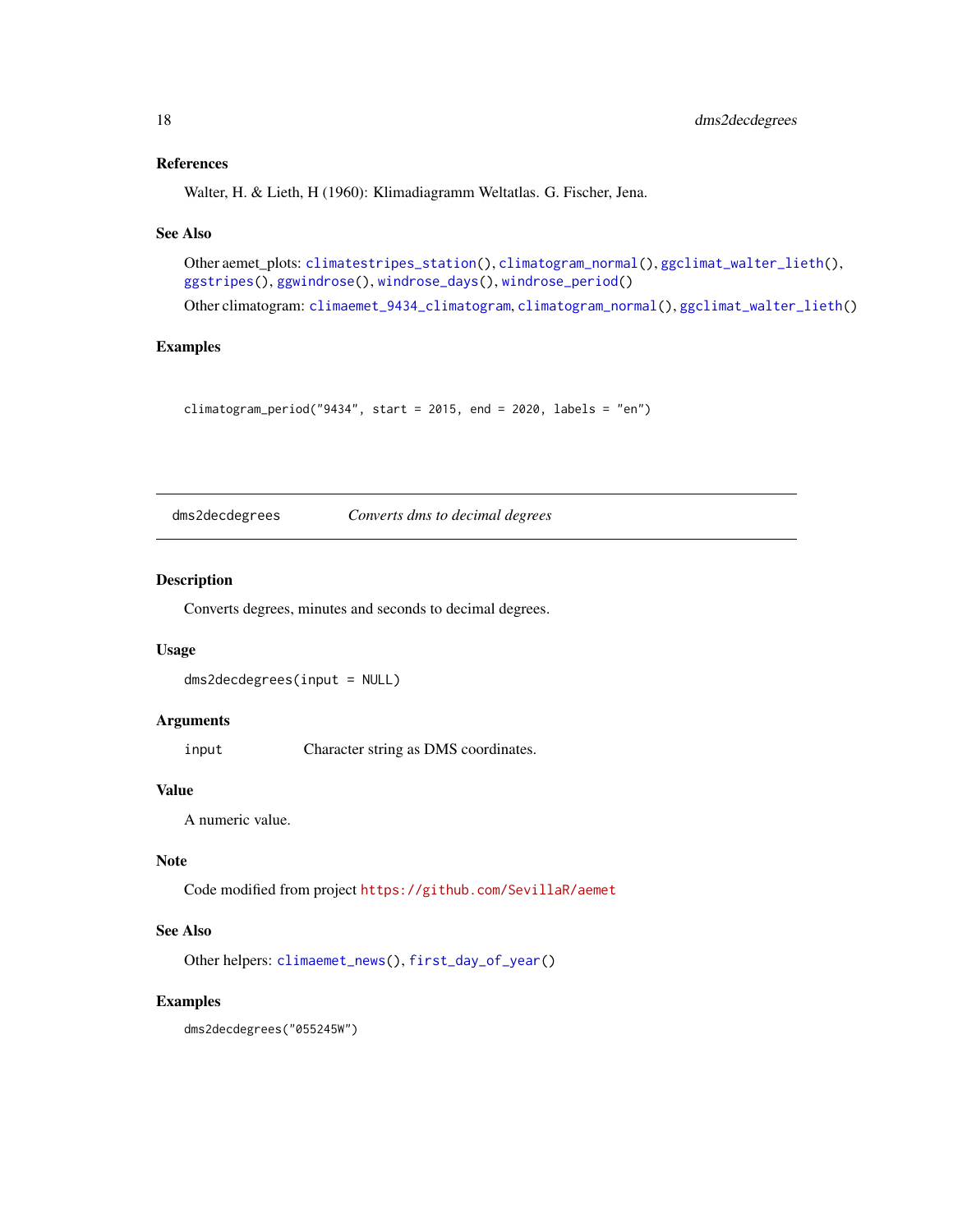### References

Walter, H. & Lieth, H (1960): Klimadiagramm Weltatlas. G. Fischer, Jena.

### See Also

Other aemet_plots: climatestripes_station(), climatogram_normal(), ggclimat_walter_lieth(), ggstripes(), ggwindrose(), windrose_days(), windrose_period()

Other climatogram: climaemet_9434_climatogram, climatogram_normal(), ggclimat_walter_lieth()

### Examples

```
climatogram_period("9434", start = 2015, end = 2020, labels = "en")
```

---

## dms2decdegrees — *Converts dms to decimal degrees*

### Description

Converts degrees, minutes and seconds to decimal degrees.

### Usage

```
dms2decdegrees(input = NULL)
```

### Arguments

| | |
|---|---|
| input | Character string as DMS coordinates. |

### Value

A numeric value.

### Note

Code modified from project https://github.com/SevillaR/aemet

### See Also

Other helpers: climaemet_news(), first_day_of_year()

### Examples

```
dms2decdegrees("055245W")
```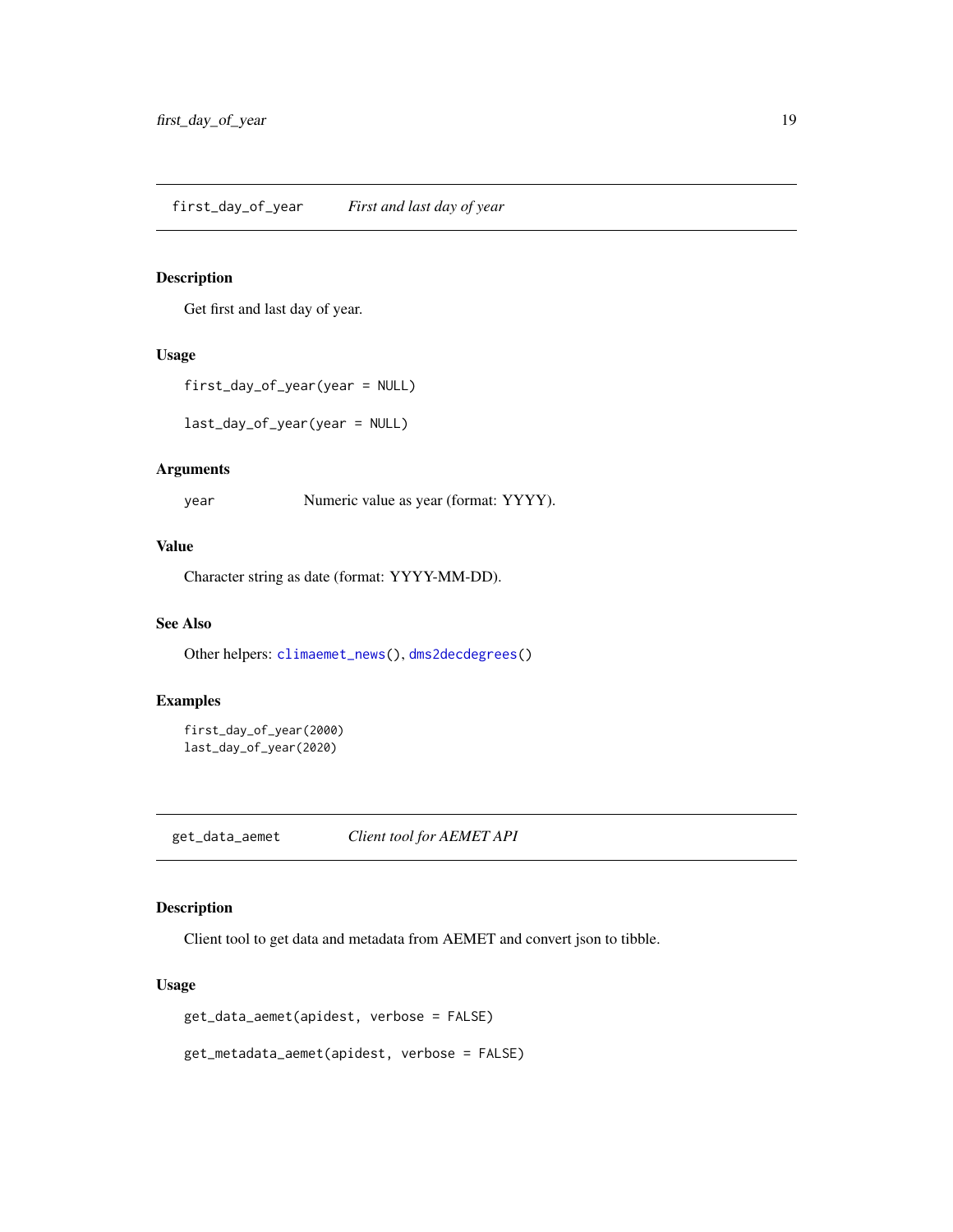## first_day_of_year — *First and last day of year*

### Description

Get first and last day of year.

### Usage

```
first_day_of_year(year = NULL)

last_day_of_year(year = NULL)
```

### Arguments

| | |
|---|---|
| `year` | Numeric value as year (format: YYYY). |

### Value

Character string as date (format: YYYY-MM-DD).

### See Also

Other helpers: `climaemet_news()`, `dms2decdegrees()`

### Examples

```
first_day_of_year(2000)
last_day_of_year(2020)
```

## get_data_aemet — *Client tool for AEMET API*

### Description

Client tool to get data and metadata from AEMET and convert json to tibble.

### Usage

```
get_data_aemet(apidest, verbose = FALSE)

get_metadata_aemet(apidest, verbose = FALSE)
```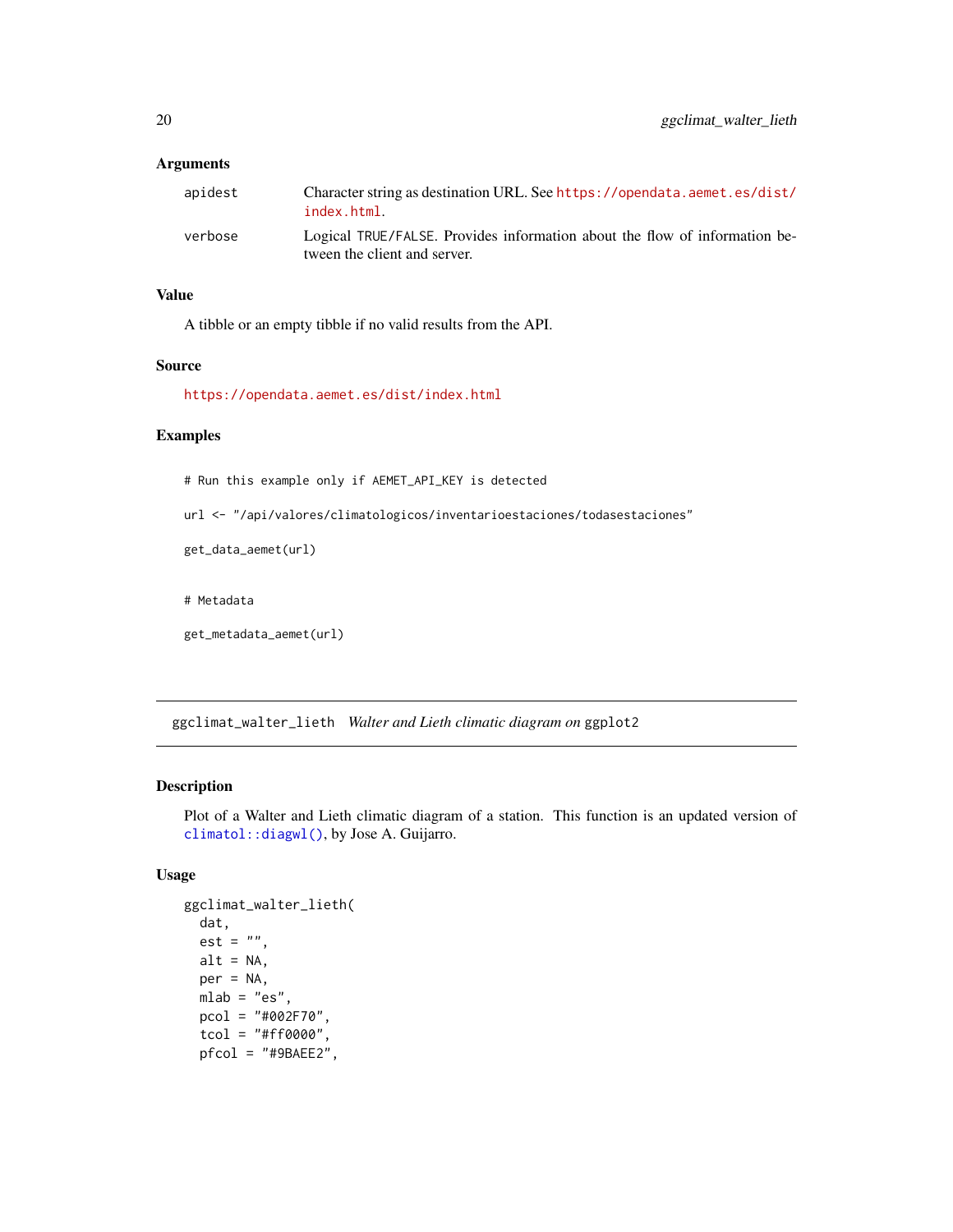### Arguments

| | |
|---|---|
| apidest | Character string as destination URL. See https://opendata.aemet.es/dist/index.html. |
| verbose | Logical TRUE/FALSE. Provides information about the flow of information between the client and server. |

### Value

A tibble or an empty tibble if no valid results from the API.

### Source

https://opendata.aemet.es/dist/index.html

### Examples

```
# Run this example only if AEMET_API_KEY is detected

url <- "/api/valores/climatologicos/inventarioestaciones/todasestaciones"

get_data_aemet(url)


# Metadata

get_metadata_aemet(url)
```

---

## ggclimat_walter_lieth *Walter and Lieth climatic diagram on* ggplot2

### Description

Plot of a Walter and Lieth climatic diagram of a station. This function is an updated version of climatol::diagwl(), by Jose A. Guijarro.

### Usage

```
ggclimat_walter_lieth(
  dat,
  est = "",
  alt = NA,
  per = NA,
  mlab = "es",
  pcol = "#002F70",
  tcol = "#ff0000",
  pfcol = "#9BAEE2",
```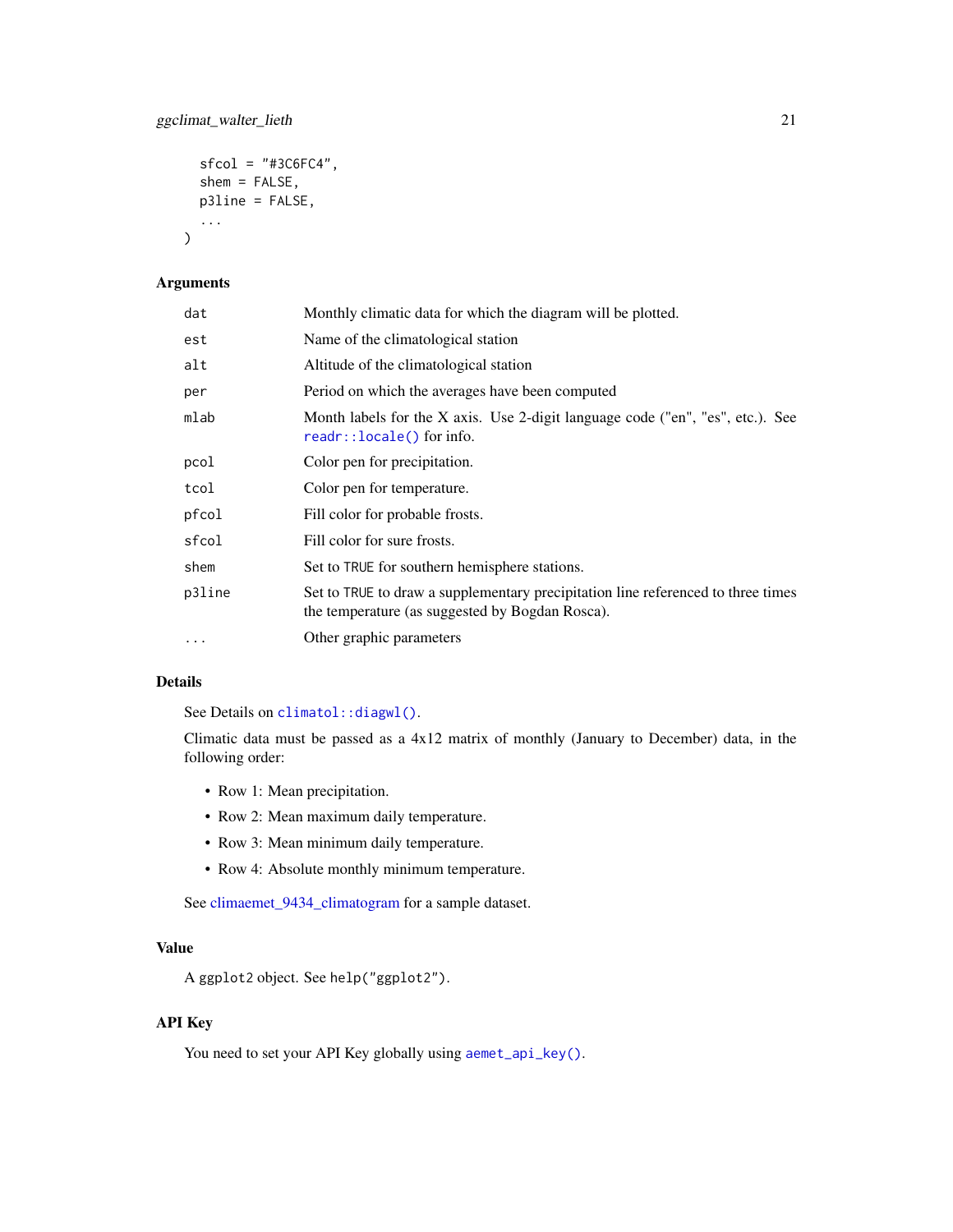```
  sfcol = "#3C6FC4",
  shem = FALSE,
  p3line = FALSE,
  ...
)
```

### Arguments

| | |
|---|---|
| `dat` | Monthly climatic data for which the diagram will be plotted. |
| `est` | Name of the climatological station |
| `alt` | Altitude of the climatological station |
| `per` | Period on which the averages have been computed |
| `mlab` | Month labels for the X axis. Use 2-digit language code ("en", "es", etc.). See `readr::locale()` for info. |
| `pcol` | Color pen for precipitation. |
| `tcol` | Color pen for temperature. |
| `pfcol` | Fill color for probable frosts. |
| `sfcol` | Fill color for sure frosts. |
| `shem` | Set to `TRUE` for southern hemisphere stations. |
| `p3line` | Set to `TRUE` to draw a supplementary precipitation line referenced to three times the temperature (as suggested by Bogdan Rosca). |
| `...` | Other graphic parameters |

### Details

See Details on `climatol::diagwl()`.

Climatic data must be passed as a 4x12 matrix of monthly (January to December) data, in the following order:

- Row 1: Mean precipitation.
- Row 2: Mean maximum daily temperature.
- Row 3: Mean minimum daily temperature.
- Row 4: Absolute monthly minimum temperature.

See climaemet_9434_climatogram for a sample dataset.

### Value

A `ggplot2` object. See `help("ggplot2")`.

### API Key

You need to set your API Key globally using `aemet_api_key()`.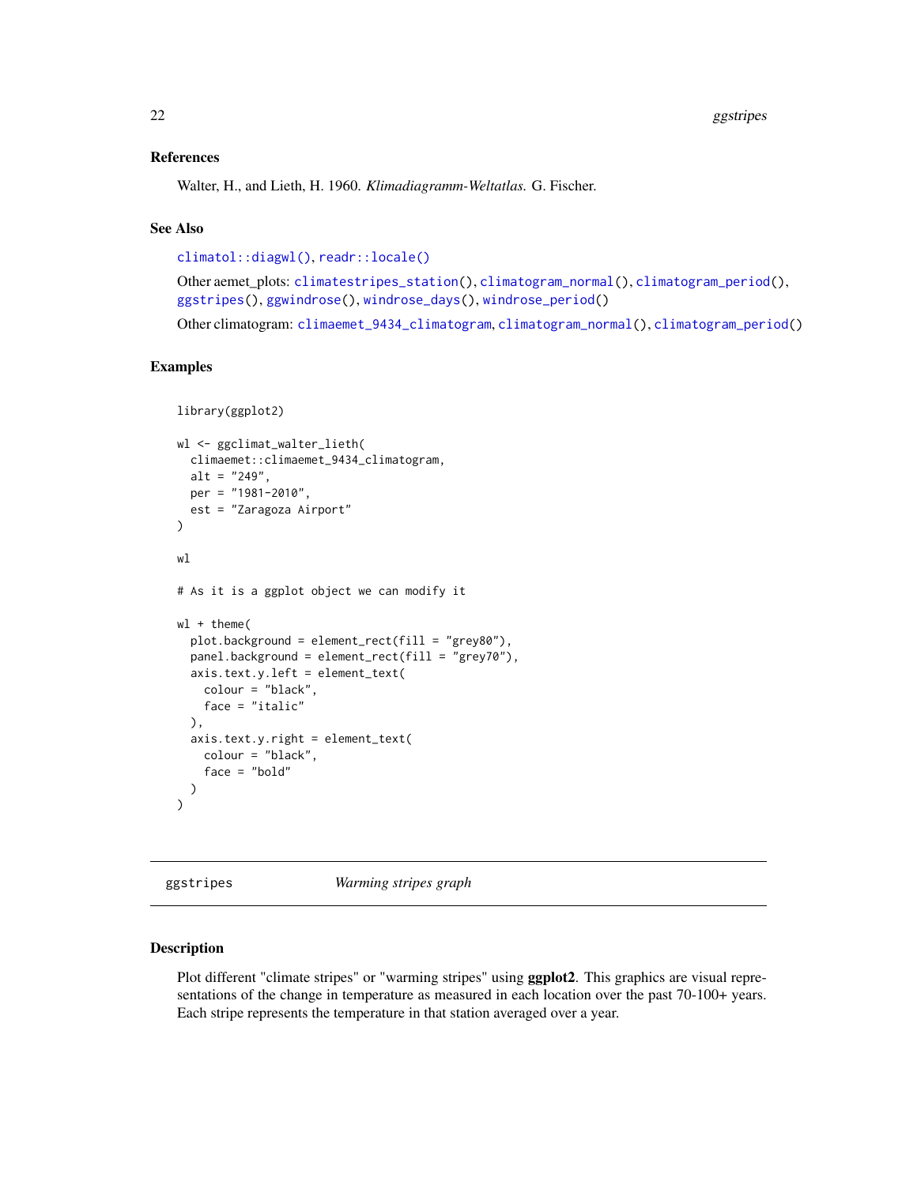### References

Walter, H., and Lieth, H. 1960. *Klimadiagramm-Weltatlas.* G. Fischer.

### See Also

`climatol::diagwl()`, `readr::locale()`

Other aemet_plots: `climatestripes_station()`, `climatogram_normal()`, `climatogram_period()`, `ggstripes()`, `ggwindrose()`, `windrose_days()`, `windrose_period()`

Other climatogram: `climaemet_9434_climatogram`, `climatogram_normal()`, `climatogram_period()`

### Examples

```
library(ggplot2)

wl <- ggclimat_walter_lieth(
  climaemet::climaemet_9434_climatogram,
  alt = "249",
  per = "1981-2010",
  est = "Zaragoza Airport"
)

wl

# As it is a ggplot object we can modify it

wl + theme(
  plot.background = element_rect(fill = "grey80"),
  panel.background = element_rect(fill = "grey70"),
  axis.text.y.left = element_text(
    colour = "black",
    face = "italic"
  ),
  axis.text.y.right = element_text(
    colour = "black",
    face = "bold"
  )
)
```

---

## ggstripes — *Warming stripes graph*

---

### Description

Plot different "climate stripes" or "warming stripes" using **ggplot2**. This graphics are visual representations of the change in temperature as measured in each location over the past 70-100+ years. Each stripe represents the temperature in that station averaged over a year.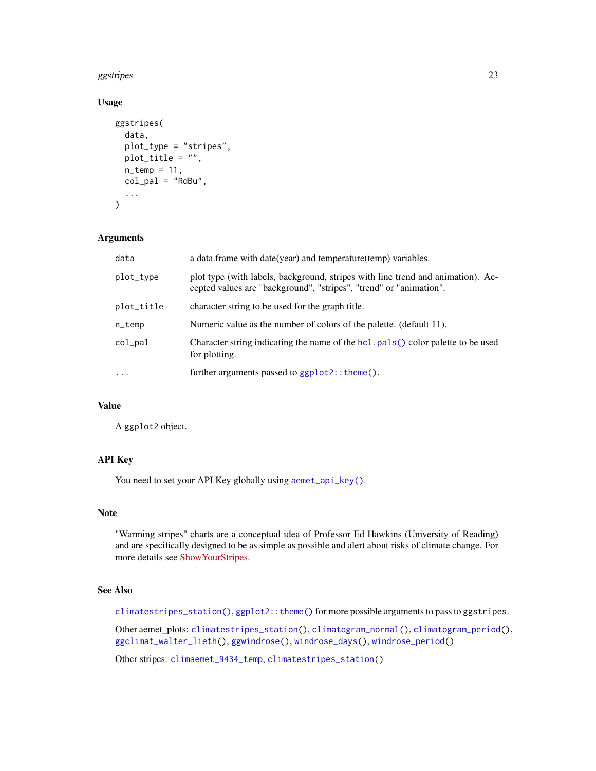## Usage

```
ggstripes(
  data,
  plot_type = "stripes",
  plot_title = "",
  n_temp = 11,
  col_pal = "RdBu",
  ...
)
```

## Arguments

| | |
|---|---|
| `data` | a data.frame with date(year) and temperature(temp) variables. |
| `plot_type` | plot type (with labels, background, stripes with line trend and animation). Accepted values are "background", "stripes", "trend" or "animation". |
| `plot_title` | character string to be used for the graph title. |
| `n_temp` | Numeric value as the number of colors of the palette. (default 11). |
| `col_pal` | Character string indicating the name of the `hcl.pals()` color palette to be used for plotting. |
| `...` | further arguments passed to `ggplot2::theme()`. |

## Value

A `ggplot2` object.

## API Key

You need to set your API Key globally using `aemet_api_key()`.

## Note

"Warming stripes" charts are a conceptual idea of Professor Ed Hawkins (University of Reading) and are specifically designed to be as simple as possible and alert about risks of climate change. For more details see ShowYourStripes.

## See Also

`climatestripes_station()`, `ggplot2::theme()` for more possible arguments to pass to `ggstripes`.

Other aemet_plots: `climatestripes_station()`, `climatogram_normal()`, `climatogram_period()`, `ggclimat_walter_lieth()`, `ggwindrose()`, `windrose_days()`, `windrose_period()`

Other stripes: `climaemet_9434_temp`, `climatestripes_station()`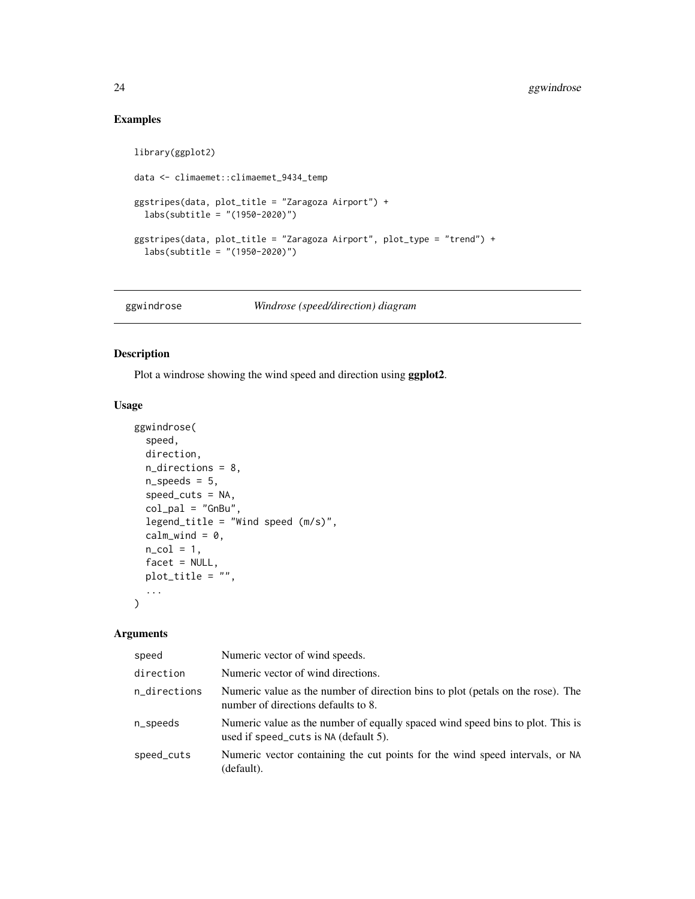## Examples

```
library(ggplot2)

data <- climaemet::climaemet_9434_temp

ggstripes(data, plot_title = "Zaragoza Airport") +
  labs(subtitle = "(1950-2020)")

ggstripes(data, plot_title = "Zaragoza Airport", plot_type = "trend") +
  labs(subtitle = "(1950-2020)")
```

---

# ggwindrose — *Windrose (speed/direction) diagram*

---

## Description

Plot a windrose showing the wind speed and direction using **ggplot2**.

## Usage

```
ggwindrose(
  speed,
  direction,
  n_directions = 8,
  n_speeds = 5,
  speed_cuts = NA,
  col_pal = "GnBu",
  legend_title = "Wind speed (m/s)",
  calm_wind = 0,
  n_col = 1,
  facet = NULL,
  plot_title = "",
  ...
)
```

## Arguments

| | |
|---|---|
| `speed` | Numeric vector of wind speeds. |
| `direction` | Numeric vector of wind directions. |
| `n_directions` | Numeric value as the number of direction bins to plot (petals on the rose). The number of directions defaults to 8. |
| `n_speeds` | Numeric value as the number of equally spaced wind speed bins to plot. This is used if `speed_cuts` is `NA` (default 5). |
| `speed_cuts` | Numeric vector containing the cut points for the wind speed intervals, or `NA` (default). |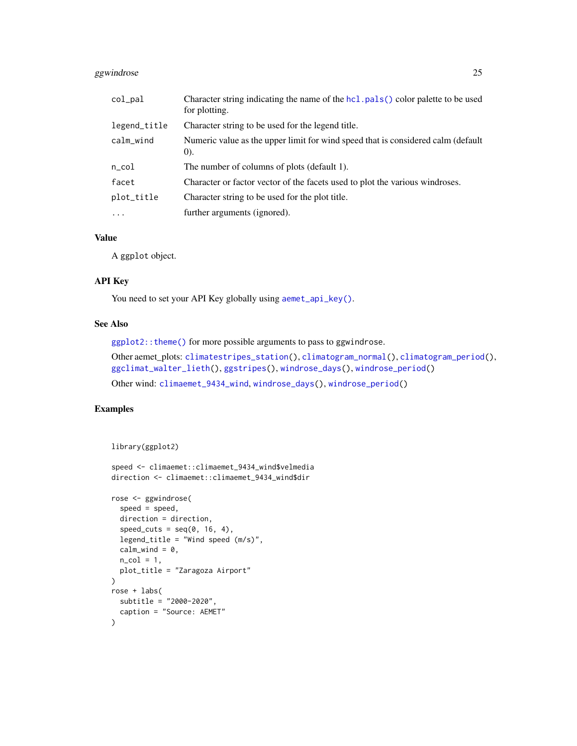| | |
|---|---|
| `col_pal` | Character string indicating the name of the `hcl.pals()` color palette to be used for plotting. |
| `legend_title` | Character string to be used for the legend title. |
| `calm_wind` | Numeric value as the upper limit for wind speed that is considered calm (default 0). |
| `n_col` | The number of columns of plots (default 1). |
| `facet` | Character or factor vector of the facets used to plot the various windroses. |
| `plot_title` | Character string to be used for the plot title. |
| `...` | further arguments (ignored). |

### Value

A `ggplot` object.

### API Key

You need to set your API Key globally using `aemet_api_key()`.

### See Also

`ggplot2::theme()` for more possible arguments to pass to `ggwindrose`.

Other aemet_plots: `climatestripes_station()`, `climatogram_normal()`, `climatogram_period()`, `ggclimat_walter_lieth()`, `ggstripes()`, `windrose_days()`, `windrose_period()`

Other wind: `climaemet_9434_wind`, `windrose_days()`, `windrose_period()`

### Examples

```
library(ggplot2)

speed <- climaemet::climaemet_9434_wind$velmedia
direction <- climaemet::climaemet_9434_wind$dir

rose <- ggwindrose(
  speed = speed,
  direction = direction,
  speed_cuts = seq(0, 16, 4),
  legend_title = "Wind speed (m/s)",
  calm_wind = 0,
  n_col = 1,
  plot_title = "Zaragoza Airport"
)
rose + labs(
  subtitle = "2000-2020",
  caption = "Source: AEMET"
)
```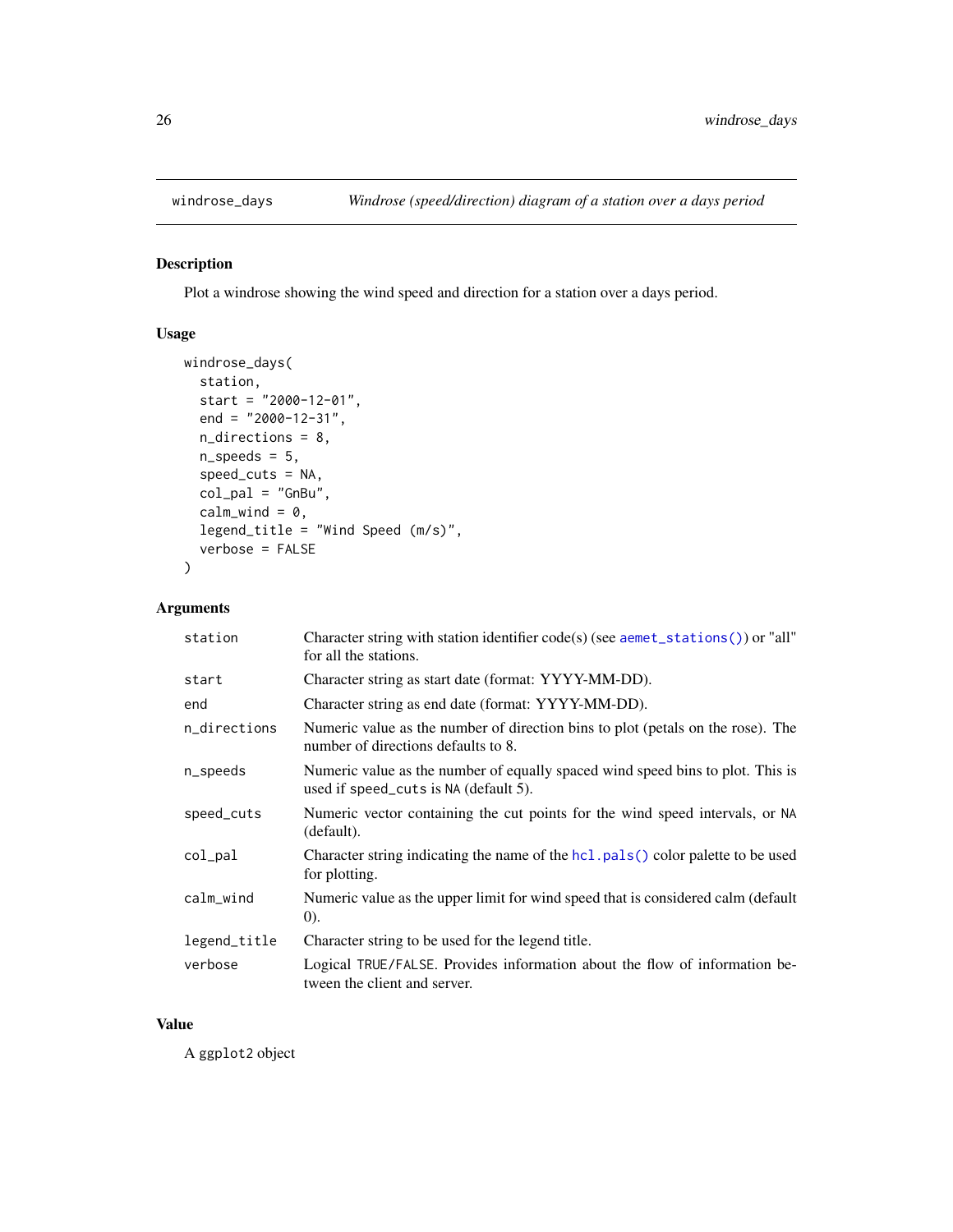# windrose_days — *Windrose (speed/direction) diagram of a station over a days period*

## Description

Plot a windrose showing the wind speed and direction for a station over a days period.

## Usage

```
windrose_days(
  station,
  start = "2000-12-01",
  end = "2000-12-31",
  n_directions = 8,
  n_speeds = 5,
  speed_cuts = NA,
  col_pal = "GnBu",
  calm_wind = 0,
  legend_title = "Wind Speed (m/s)",
  verbose = FALSE
)
```

## Arguments

| Argument | Description |
|---|---|
| `station` | Character string with station identifier code(s) (see `aemet_stations()`) or "all" for all the stations. |
| `start` | Character string as start date (format: YYYY-MM-DD). |
| `end` | Character string as end date (format: YYYY-MM-DD). |
| `n_directions` | Numeric value as the number of direction bins to plot (petals on the rose). The number of directions defaults to 8. |
| `n_speeds` | Numeric value as the number of equally spaced wind speed bins to plot. This is used if `speed_cuts` is `NA` (default 5). |
| `speed_cuts` | Numeric vector containing the cut points for the wind speed intervals, or `NA` (default). |
| `col_pal` | Character string indicating the name of the `hcl.pals()` color palette to be used for plotting. |
| `calm_wind` | Numeric value as the upper limit for wind speed that is considered calm (default 0). |
| `legend_title` | Character string to be used for the legend title. |
| `verbose` | Logical `TRUE/FALSE`. Provides information about the flow of information between the client and server. |

## Value

A `ggplot2` object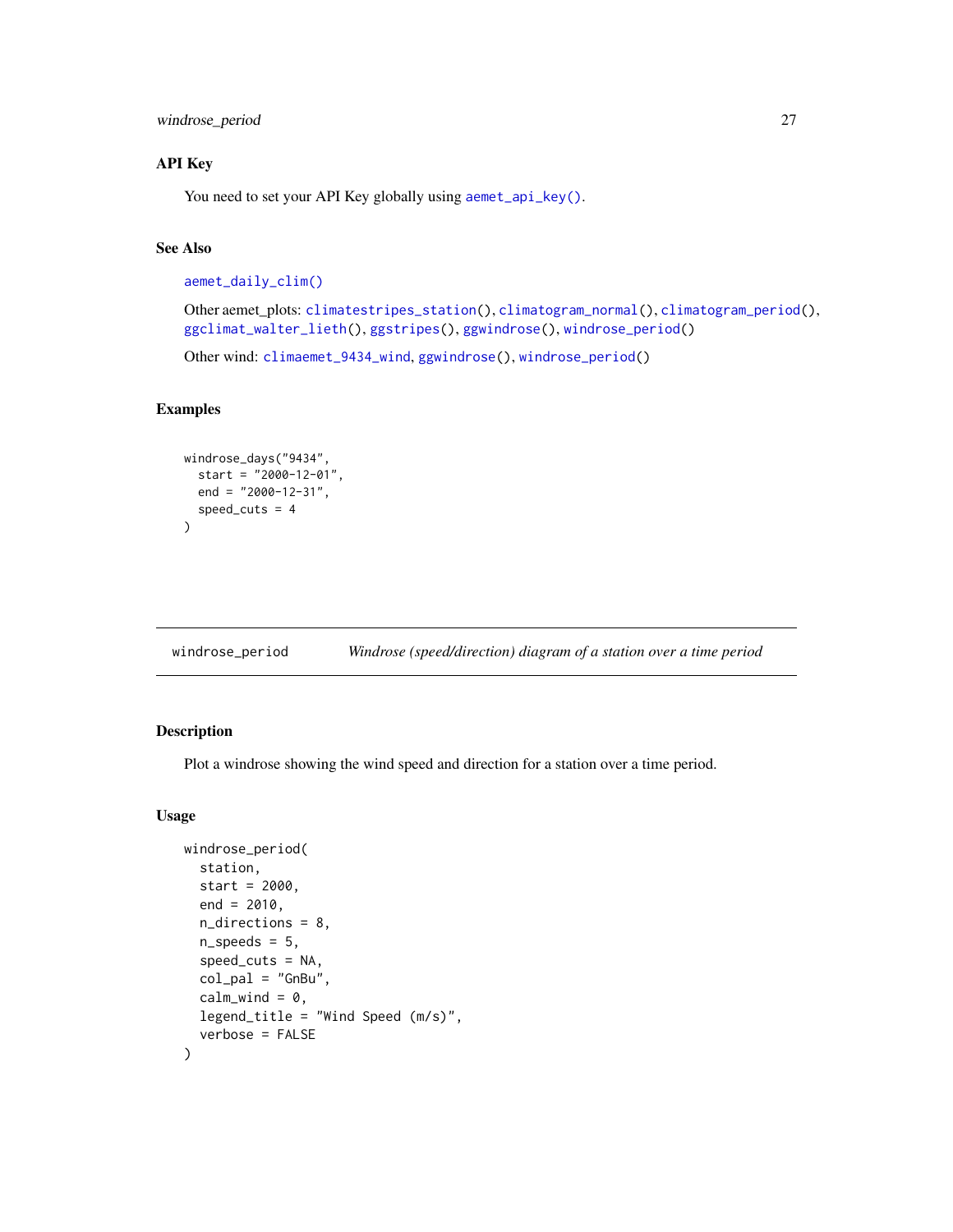### API Key

You need to set your API Key globally using `aemet_api_key()`.

### See Also

`aemet_daily_clim()`

Other aemet_plots: `climatestripes_station()`, `climatogram_normal()`, `climatogram_period()`, `ggclimat_walter_lieth()`, `ggstripes()`, `ggwindrose()`, `windrose_period()`

Other wind: `climaemet_9434_wind`, `ggwindrose()`, `windrose_period()`

### Examples

```
windrose_days("9434",
  start = "2000-12-01",
  end = "2000-12-31",
  speed_cuts = 4
)
```

---

## windrose_period — *Windrose (speed/direction) diagram of a station over a time period*

---

### Description

Plot a windrose showing the wind speed and direction for a station over a time period.

### Usage

```
windrose_period(
  station,
  start = 2000,
  end = 2010,
  n_directions = 8,
  n_speeds = 5,
  speed_cuts = NA,
  col_pal = "GnBu",
  calm_wind = 0,
  legend_title = "Wind Speed (m/s)",
  verbose = FALSE
)
```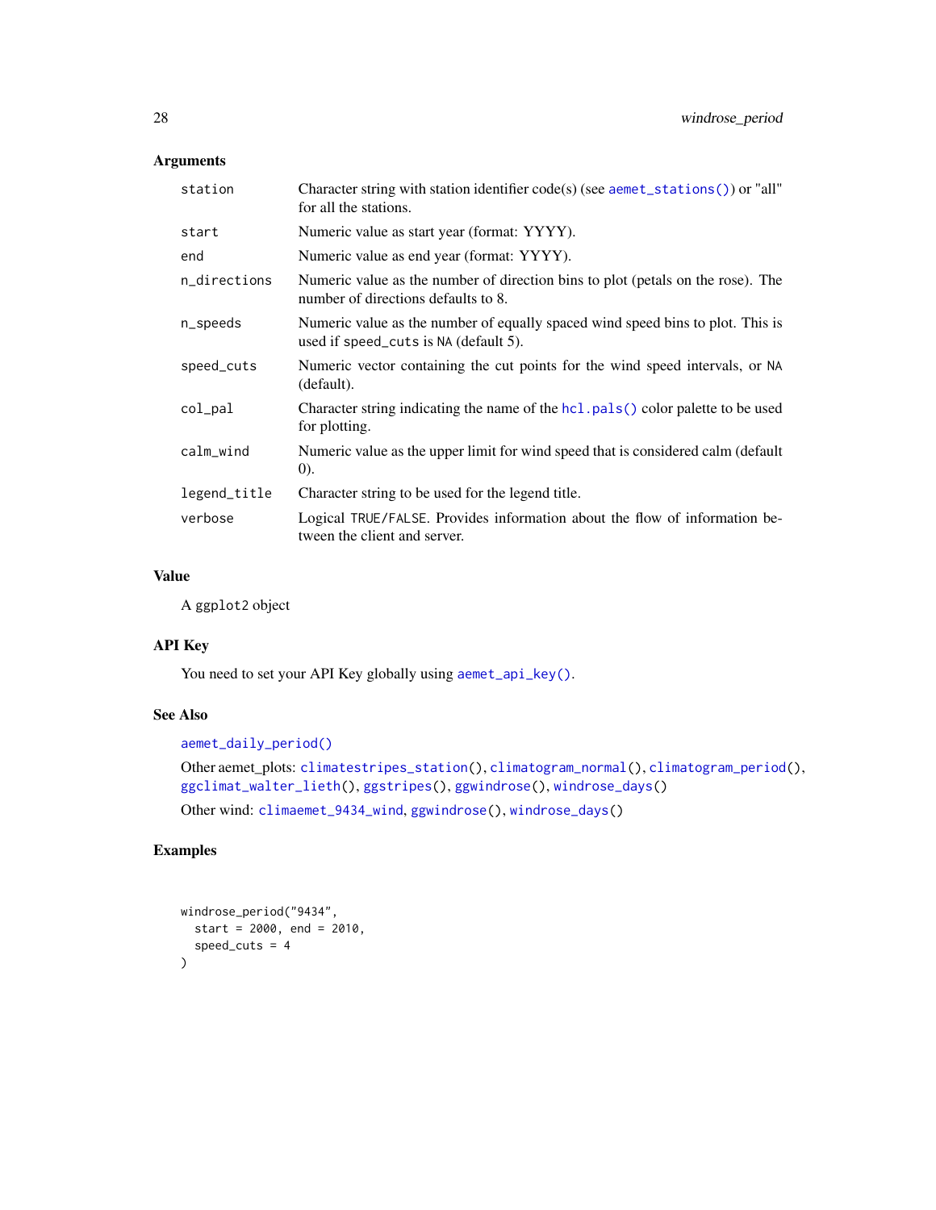### Arguments

| | |
|---|---|
| station | Character string with station identifier code(s) (see aemet_stations()) or "all" for all the stations. |
| start | Numeric value as start year (format: YYYY). |
| end | Numeric value as end year (format: YYYY). |
| n_directions | Numeric value as the number of direction bins to plot (petals on the rose). The number of directions defaults to 8. |
| n_speeds | Numeric value as the number of equally spaced wind speed bins to plot. This is used if speed_cuts is NA (default 5). |
| speed_cuts | Numeric vector containing the cut points for the wind speed intervals, or NA (default). |
| col_pal | Character string indicating the name of the hcl.pals() color palette to be used for plotting. |
| calm_wind | Numeric value as the upper limit for wind speed that is considered calm (default 0). |
| legend_title | Character string to be used for the legend title. |
| verbose | Logical TRUE/FALSE. Provides information about the flow of information between the client and server. |

### Value

A ggplot2 object

### API Key

You need to set your API Key globally using aemet_api_key().

### See Also

aemet_daily_period()

Other aemet_plots: climatestripes_station(), climatogram_normal(), climatogram_period(), ggclimat_walter_lieth(), ggstripes(), ggwindrose(), windrose_days()

Other wind: climaemet_9434_wind, ggwindrose(), windrose_days()

### Examples

```
windrose_period("9434",
  start = 2000, end = 2010,
  speed_cuts = 4
)
```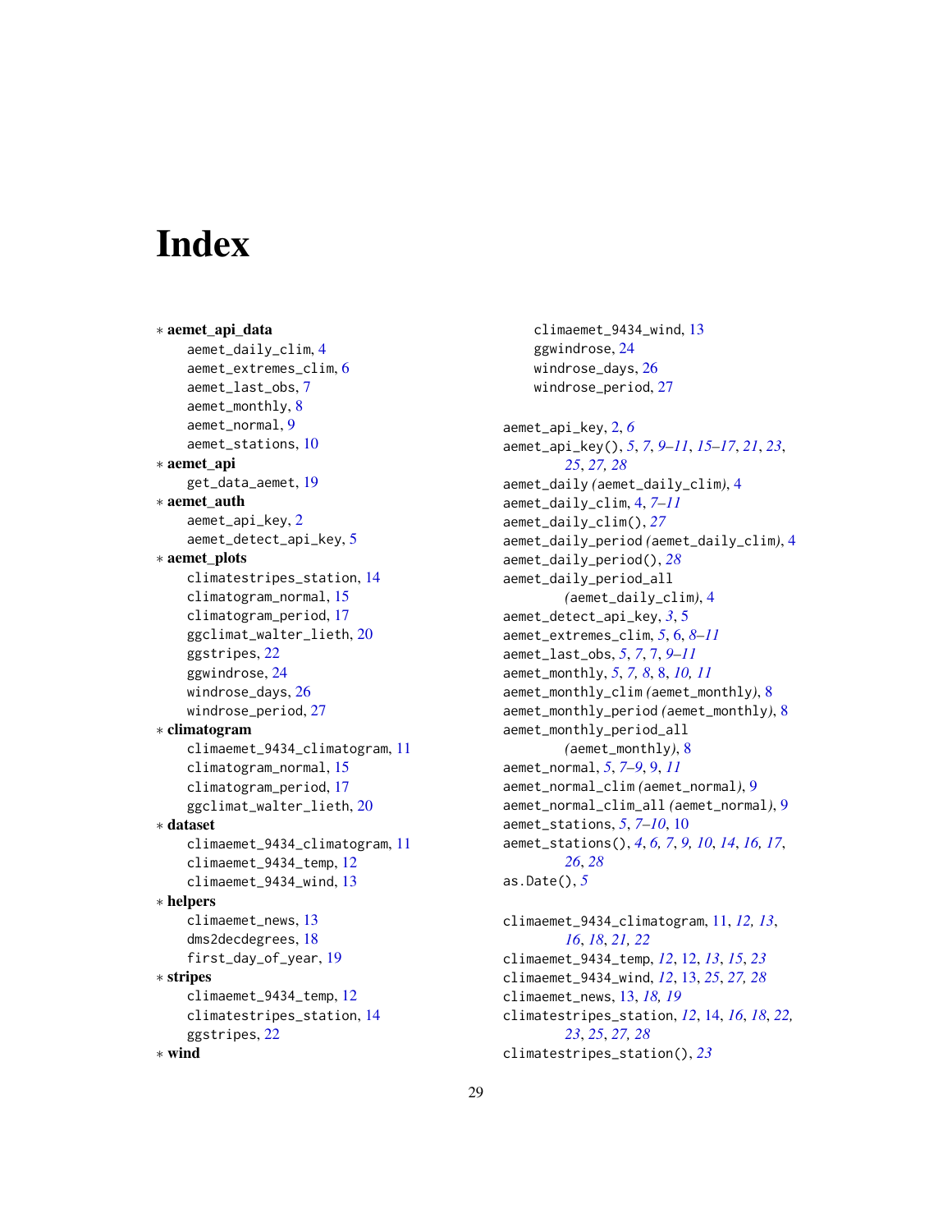# Index

∗ **aemet_api_data**
  aemet_daily_clim, 4
  aemet_extremes_clim, 6
  aemet_last_obs, 7
  aemet_monthly, 8
  aemet_normal, 9
  aemet_stations, 10

∗ **aemet_api**
  get_data_aemet, 19

∗ **aemet_auth**
  aemet_api_key, 2
  aemet_detect_api_key, 5

∗ **aemet_plots**
  climatestripes_station, 14
  climatogram_normal, 15
  climatogram_period, 17
  ggclimat_walter_lieth, 20
  ggstripes, 22
  ggwindrose, 24
  windrose_days, 26
  windrose_period, 27

∗ **climatogram**
  climaemet_9434_climatogram, 11
  climatogram_normal, 15
  climatogram_period, 17
  ggclimat_walter_lieth, 20

∗ **dataset**
  climaemet_9434_climatogram, 11
  climaemet_9434_temp, 12
  climaemet_9434_wind, 13

∗ **helpers**
  climaemet_news, 13
  dms2decdegrees, 18
  first_day_of_year, 19

∗ **stripes**
  climaemet_9434_temp, 12
  climatestripes_station, 14
  ggstripes, 22

∗ **wind**
  climaemet_9434_wind, 13
  ggwindrose, 24
  windrose_days, 26
  windrose_period, 27

aemet_api_key, 2, *6*
aemet_api_key(), *5*, *7*, *9–11*, *15–17*, *21*, *23*, *25*, *27*, *28*
aemet_daily *(aemet_daily_clim)*, 4
aemet_daily_clim, 4, *7–11*
aemet_daily_clim(), *27*
aemet_daily_period *(aemet_daily_clim)*, 4
aemet_daily_period(), *28*
aemet_daily_period_all *(aemet_daily_clim)*, 4
aemet_detect_api_key, *3*, 5
aemet_extremes_clim, *5*, 6, *8–11*
aemet_last_obs, *5*, *7*, 7, *9–11*
aemet_monthly, *5*, *7*, *8*, 8, *10*, *11*
aemet_monthly_clim *(aemet_monthly)*, 8
aemet_monthly_period *(aemet_monthly)*, 8
aemet_monthly_period_all *(aemet_monthly)*, 8
aemet_normal, *5*, *7–9*, 9, *11*
aemet_normal_clim *(aemet_normal)*, 9
aemet_normal_clim_all *(aemet_normal)*, 9
aemet_stations, *5*, *7–10*, 10
aemet_stations(), *4*, *6*, *7*, *9*, *10*, *14*, *16*, *17*, *26*, *28*
as.Date(), *5*

climaemet_9434_climatogram, 11, *12*, *13*, *16*, *18*, *21*, *22*
climaemet_9434_temp, *12*, 12, *13*, *15*, *23*
climaemet_9434_wind, *12*, 13, *25*, *27*, *28*
climaemet_news, 13, *18*, *19*
climatestripes_station, *12*, 14, *16*, *18*, *22*, *23*, *25*, *27*, *28*
climatestripes_station(), *23*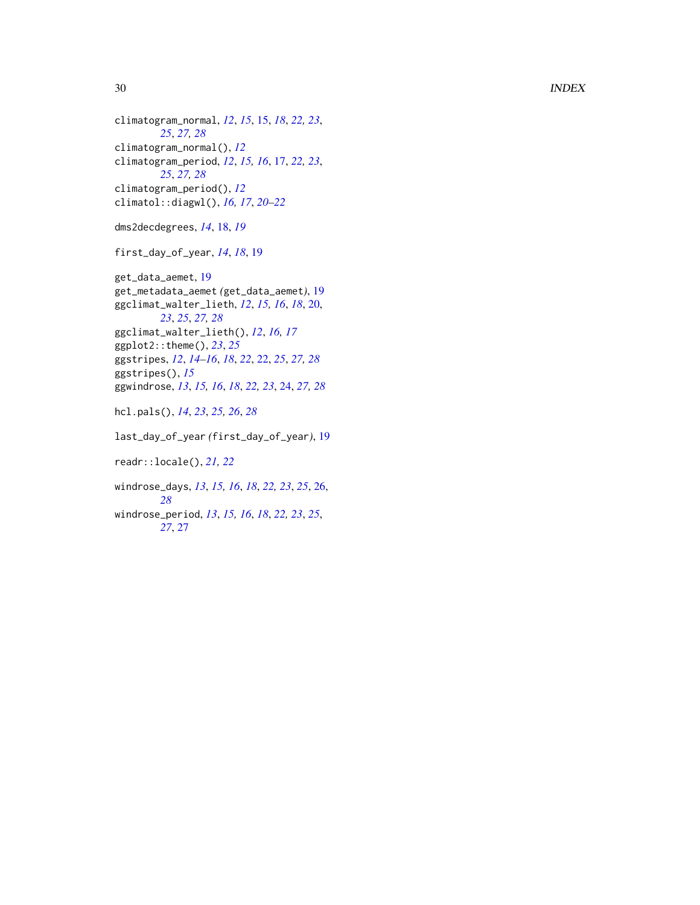climatogram_normal, *12*, *15*, 15, *18*, *22, 23*, *25*, *27, 28*
climatogram_normal(), *12*
climatogram_period, *12*, *15, 16*, 17, *22, 23*, *25*, *27, 28*
climatogram_period(), *12*
climatol::diagwl(), *16, 17*, *20–22*

dms2decdegrees, *14*, 18, *19*

first_day_of_year, *14*, *18*, 19

get_data_aemet, 19
get_metadata_aemet *(get_data_aemet)*, 19
ggclimat_walter_lieth, *12*, *15, 16*, *18*, 20, *23*, *25*, *27, 28*
ggclimat_walter_lieth(), *12*, *16, 17*
ggplot2::theme(), *23*, *25*
ggstripes, *12*, *14–16*, *18*, *22*, 22, *25*, *27, 28*
ggstripes(), *15*
ggwindrose, *13*, *15, 16*, *18*, *22, 23*, 24, *27, 28*

hcl.pals(), *14*, *23*, *25, 26*, *28*

last_day_of_year *(first_day_of_year)*, 19

readr::locale(), *21, 22*

windrose_days, *13*, *15, 16*, *18*, *22, 23*, *25*, 26, *28*
windrose_period, *13*, *15, 16*, *18*, *22, 23*, *25*, *27*, 27